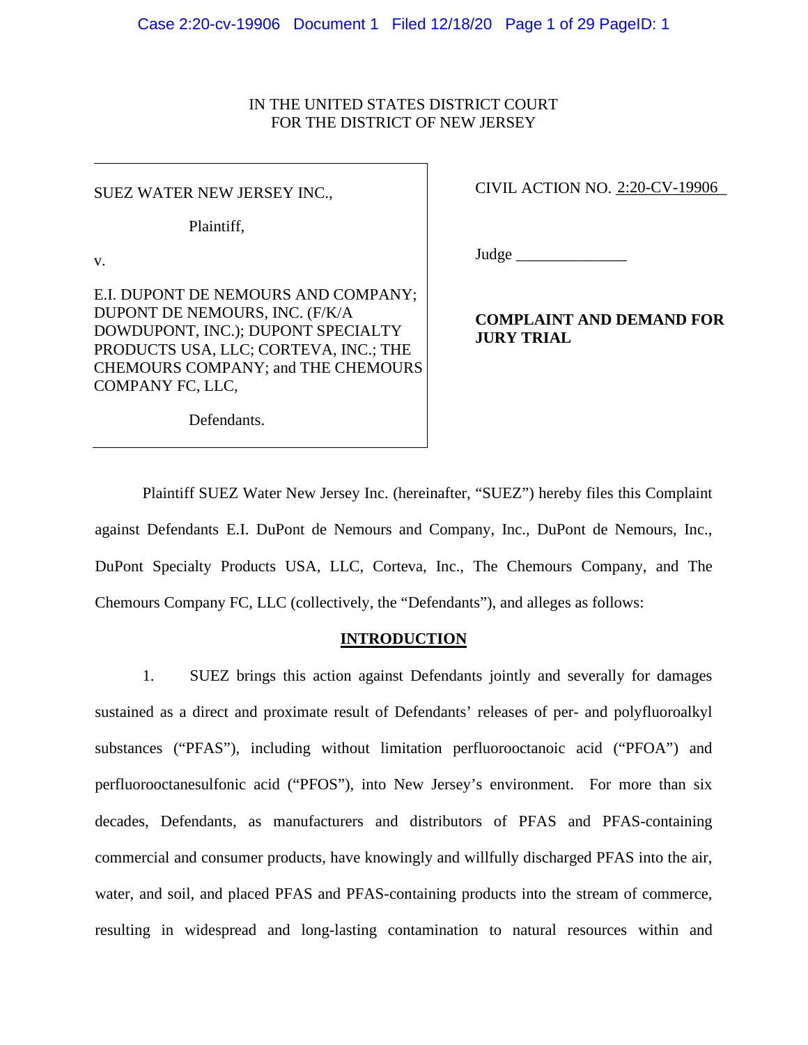IN THE UNITED STATES DISTRICT COURT
FOR THE DISTRICT OF NEW JERSEY

SUEZ WATER NEW JERSEY INC.,

Plaintiff,

v.

E.I. DUPONT DE NEMOURS AND COMPANY; DUPONT DE NEMOURS, INC. (F/K/A DOWDUPONT, INC.); DUPONT SPECIALTY PRODUCTS USA, LLC; CORTEVA, INC.; THE CHEMOURS COMPANY; and THE CHEMOURS COMPANY FC, LLC,

Defendants.

CIVIL ACTION NO. 2:20-CV-19906

Judge ______________

**COMPLAINT AND DEMAND FOR JURY TRIAL**

Plaintiff SUEZ Water New Jersey Inc. (hereinafter, "SUEZ") hereby files this Complaint against Defendants E.I. DuPont de Nemours and Company, Inc., DuPont de Nemours, Inc., DuPont Specialty Products USA, LLC, Corteva, Inc., The Chemours Company, and The Chemours Company FC, LLC (collectively, the "Defendants"), and alleges as follows:

## INTRODUCTION

1. SUEZ brings this action against Defendants jointly and severally for damages sustained as a direct and proximate result of Defendants' releases of per- and polyfluoroalkyl substances ("PFAS"), including without limitation perfluorooctanoic acid ("PFOA") and perfluorooctanesulfonic acid ("PFOS"), into New Jersey's environment. For more than six decades, Defendants, as manufacturers and distributors of PFAS and PFAS-containing commercial and consumer products, have knowingly and willfully discharged PFAS into the air, water, and soil, and placed PFAS and PFAS-containing products into the stream of commerce, resulting in widespread and long-lasting contamination to natural resources within and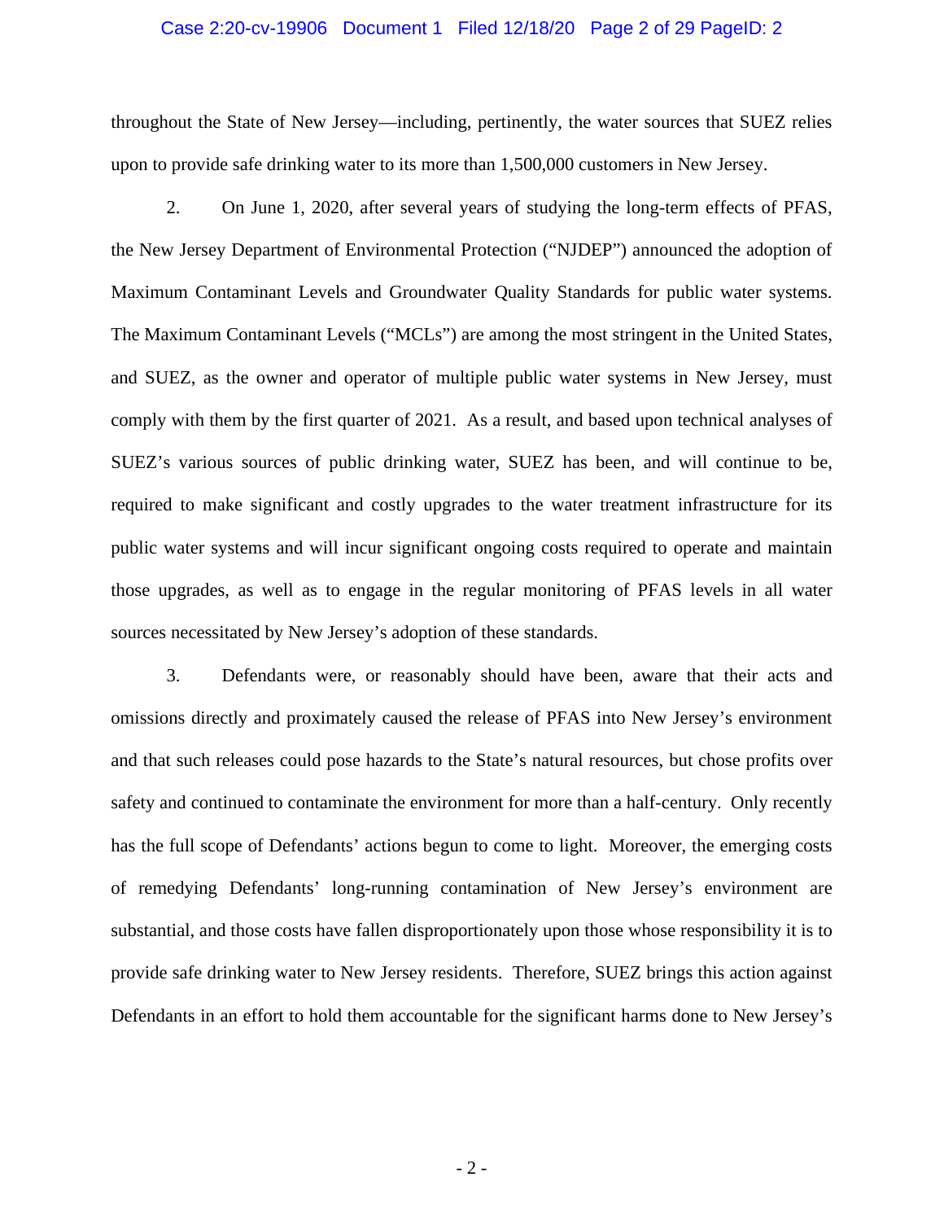throughout the State of New Jersey—including, pertinently, the water sources that SUEZ relies upon to provide safe drinking water to its more than 1,500,000 customers in New Jersey.

2. On June 1, 2020, after several years of studying the long-term effects of PFAS, the New Jersey Department of Environmental Protection ("NJDEP") announced the adoption of Maximum Contaminant Levels and Groundwater Quality Standards for public water systems. The Maximum Contaminant Levels ("MCLs") are among the most stringent in the United States, and SUEZ, as the owner and operator of multiple public water systems in New Jersey, must comply with them by the first quarter of 2021. As a result, and based upon technical analyses of SUEZ's various sources of public drinking water, SUEZ has been, and will continue to be, required to make significant and costly upgrades to the water treatment infrastructure for its public water systems and will incur significant ongoing costs required to operate and maintain those upgrades, as well as to engage in the regular monitoring of PFAS levels in all water sources necessitated by New Jersey's adoption of these standards.

3. Defendants were, or reasonably should have been, aware that their acts and omissions directly and proximately caused the release of PFAS into New Jersey's environment and that such releases could pose hazards to the State's natural resources, but chose profits over safety and continued to contaminate the environment for more than a half-century. Only recently has the full scope of Defendants' actions begun to come to light. Moreover, the emerging costs of remedying Defendants' long-running contamination of New Jersey's environment are substantial, and those costs have fallen disproportionately upon those whose responsibility it is to provide safe drinking water to New Jersey residents. Therefore, SUEZ brings this action against Defendants in an effort to hold them accountable for the significant harms done to New Jersey's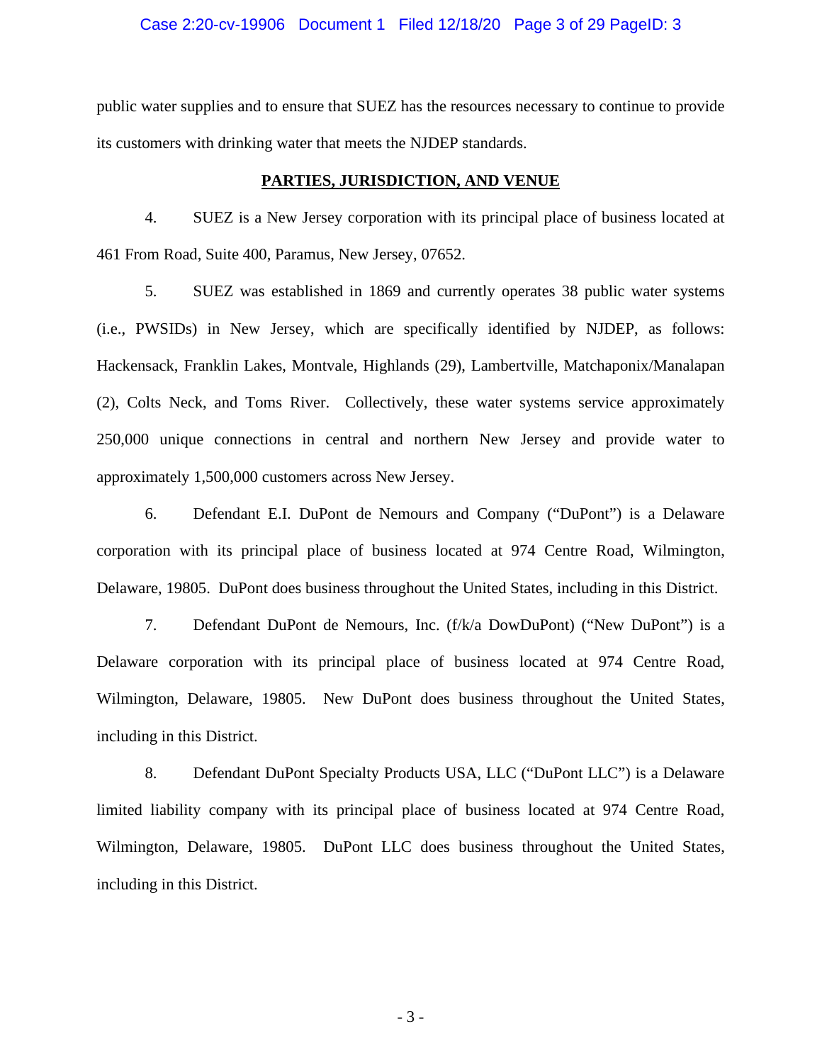public water supplies and to ensure that SUEZ has the resources necessary to continue to provide its customers with drinking water that meets the NJDEP standards.

**PARTIES, JURISDICTION, AND VENUE**

4. SUEZ is a New Jersey corporation with its principal place of business located at 461 From Road, Suite 400, Paramus, New Jersey, 07652.

5. SUEZ was established in 1869 and currently operates 38 public water systems (i.e., PWSIDs) in New Jersey, which are specifically identified by NJDEP, as follows: Hackensack, Franklin Lakes, Montvale, Highlands (29), Lambertville, Matchaponix/Manalapan (2), Colts Neck, and Toms River. Collectively, these water systems service approximately 250,000 unique connections in central and northern New Jersey and provide water to approximately 1,500,000 customers across New Jersey.

6. Defendant E.I. DuPont de Nemours and Company ("DuPont") is a Delaware corporation with its principal place of business located at 974 Centre Road, Wilmington, Delaware, 19805. DuPont does business throughout the United States, including in this District.

7. Defendant DuPont de Nemours, Inc. (f/k/a DowDuPont) ("New DuPont") is a Delaware corporation with its principal place of business located at 974 Centre Road, Wilmington, Delaware, 19805. New DuPont does business throughout the United States, including in this District.

8. Defendant DuPont Specialty Products USA, LLC ("DuPont LLC") is a Delaware limited liability company with its principal place of business located at 974 Centre Road, Wilmington, Delaware, 19805. DuPont LLC does business throughout the United States, including in this District.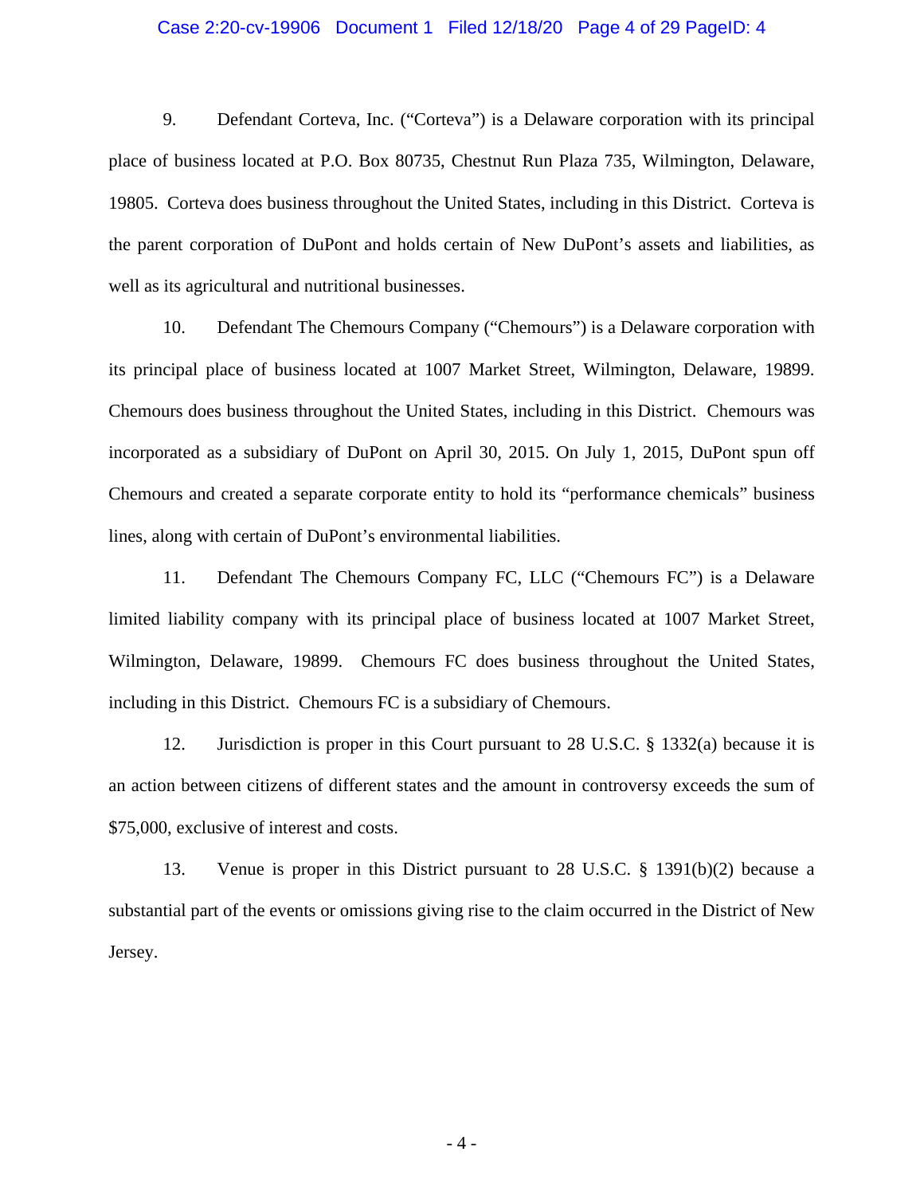9. Defendant Corteva, Inc. ("Corteva") is a Delaware corporation with its principal place of business located at P.O. Box 80735, Chestnut Run Plaza 735, Wilmington, Delaware, 19805. Corteva does business throughout the United States, including in this District. Corteva is the parent corporation of DuPont and holds certain of New DuPont's assets and liabilities, as well as its agricultural and nutritional businesses.

10. Defendant The Chemours Company ("Chemours") is a Delaware corporation with its principal place of business located at 1007 Market Street, Wilmington, Delaware, 19899. Chemours does business throughout the United States, including in this District. Chemours was incorporated as a subsidiary of DuPont on April 30, 2015. On July 1, 2015, DuPont spun off Chemours and created a separate corporate entity to hold its "performance chemicals" business lines, along with certain of DuPont's environmental liabilities.

11. Defendant The Chemours Company FC, LLC ("Chemours FC") is a Delaware limited liability company with its principal place of business located at 1007 Market Street, Wilmington, Delaware, 19899. Chemours FC does business throughout the United States, including in this District. Chemours FC is a subsidiary of Chemours.

12. Jurisdiction is proper in this Court pursuant to 28 U.S.C. § 1332(a) because it is an action between citizens of different states and the amount in controversy exceeds the sum of $75,000, exclusive of interest and costs.

13. Venue is proper in this District pursuant to 28 U.S.C. § 1391(b)(2) because a substantial part of the events or omissions giving rise to the claim occurred in the District of New Jersey.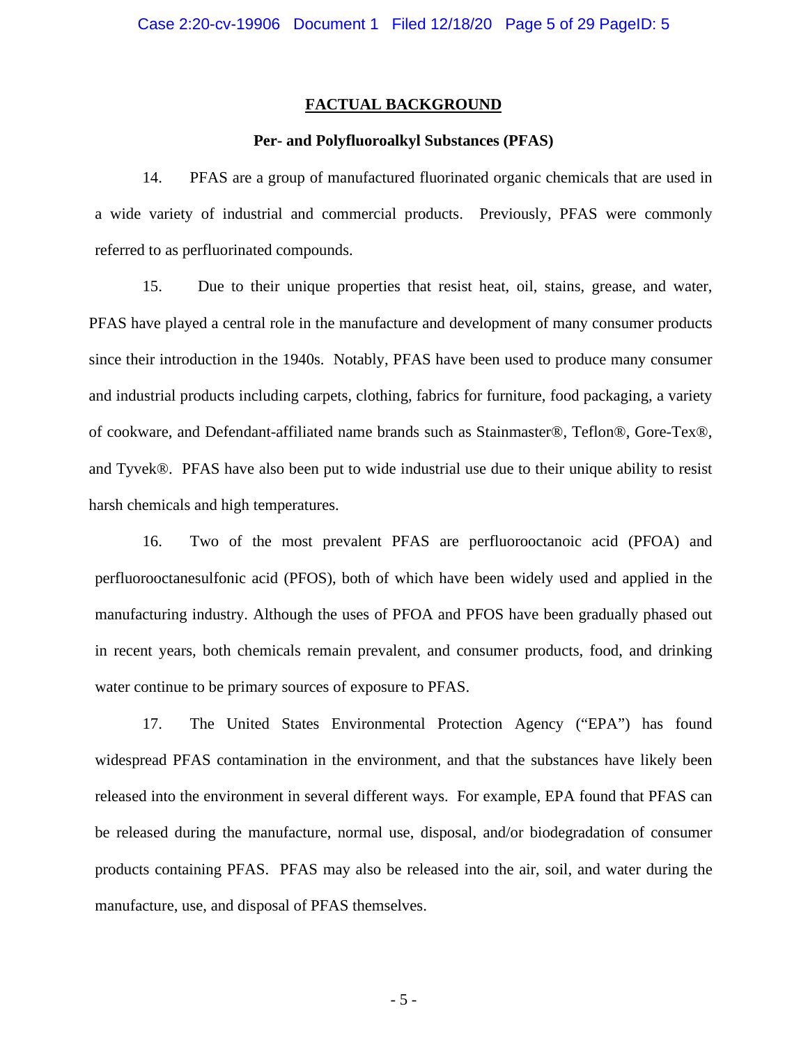## FACTUAL BACKGROUND

### Per- and Polyfluoroalkyl Substances (PFAS)

14. PFAS are a group of manufactured fluorinated organic chemicals that are used in a wide variety of industrial and commercial products. Previously, PFAS were commonly referred to as perfluorinated compounds.

15. Due to their unique properties that resist heat, oil, stains, grease, and water, PFAS have played a central role in the manufacture and development of many consumer products since their introduction in the 1940s. Notably, PFAS have been used to produce many consumer and industrial products including carpets, clothing, fabrics for furniture, food packaging, a variety of cookware, and Defendant-affiliated name brands such as Stainmaster®, Teflon®, Gore-Tex®, and Tyvek®. PFAS have also been put to wide industrial use due to their unique ability to resist harsh chemicals and high temperatures.

16. Two of the most prevalent PFAS are perfluorooctanoic acid (PFOA) and perfluorooctanesulfonic acid (PFOS), both of which have been widely used and applied in the manufacturing industry. Although the uses of PFOA and PFOS have been gradually phased out in recent years, both chemicals remain prevalent, and consumer products, food, and drinking water continue to be primary sources of exposure to PFAS.

17. The United States Environmental Protection Agency ("EPA") has found widespread PFAS contamination in the environment, and that the substances have likely been released into the environment in several different ways. For example, EPA found that PFAS can be released during the manufacture, normal use, disposal, and/or biodegradation of consumer products containing PFAS. PFAS may also be released into the air, soil, and water during the manufacture, use, and disposal of PFAS themselves.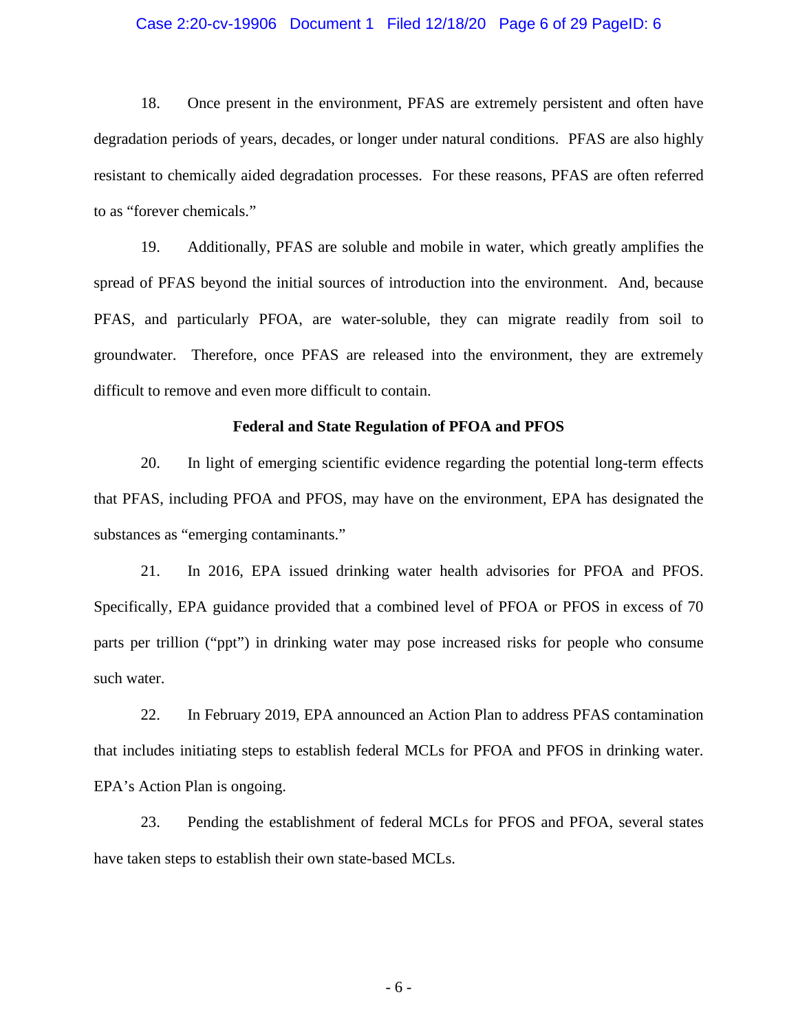18. Once present in the environment, PFAS are extremely persistent and often have degradation periods of years, decades, or longer under natural conditions. PFAS are also highly resistant to chemically aided degradation processes. For these reasons, PFAS are often referred to as "forever chemicals."

19. Additionally, PFAS are soluble and mobile in water, which greatly amplifies the spread of PFAS beyond the initial sources of introduction into the environment. And, because PFAS, and particularly PFOA, are water-soluble, they can migrate readily from soil to groundwater. Therefore, once PFAS are released into the environment, they are extremely difficult to remove and even more difficult to contain.

**Federal and State Regulation of PFOA and PFOS**

20. In light of emerging scientific evidence regarding the potential long-term effects that PFAS, including PFOA and PFOS, may have on the environment, EPA has designated the substances as "emerging contaminants."

21. In 2016, EPA issued drinking water health advisories for PFOA and PFOS. Specifically, EPA guidance provided that a combined level of PFOA or PFOS in excess of 70 parts per trillion ("ppt") in drinking water may pose increased risks for people who consume such water.

22. In February 2019, EPA announced an Action Plan to address PFAS contamination that includes initiating steps to establish federal MCLs for PFOA and PFOS in drinking water. EPA's Action Plan is ongoing.

23. Pending the establishment of federal MCLs for PFOS and PFOA, several states have taken steps to establish their own state-based MCLs.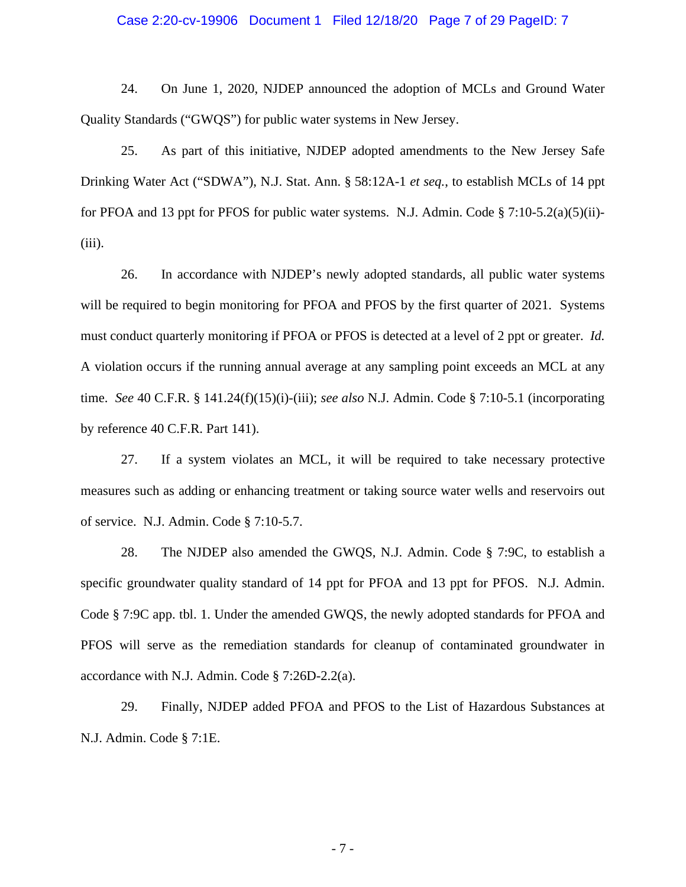24. On June 1, 2020, NJDEP announced the adoption of MCLs and Ground Water Quality Standards ("GWQS") for public water systems in New Jersey.

25. As part of this initiative, NJDEP adopted amendments to the New Jersey Safe Drinking Water Act ("SDWA"), N.J. Stat. Ann. § 58:12A-1 *et seq.*, to establish MCLs of 14 ppt for PFOA and 13 ppt for PFOS for public water systems. N.J. Admin. Code § 7:10-5.2(a)(5)(ii)-(iii).

26. In accordance with NJDEP's newly adopted standards, all public water systems will be required to begin monitoring for PFOA and PFOS by the first quarter of 2021. Systems must conduct quarterly monitoring if PFOA or PFOS is detected at a level of 2 ppt or greater. *Id.* A violation occurs if the running annual average at any sampling point exceeds an MCL at any time. *See* 40 C.F.R. § 141.24(f)(15)(i)-(iii); *see also* N.J. Admin. Code § 7:10-5.1 (incorporating by reference 40 C.F.R. Part 141).

27. If a system violates an MCL, it will be required to take necessary protective measures such as adding or enhancing treatment or taking source water wells and reservoirs out of service. N.J. Admin. Code § 7:10-5.7.

28. The NJDEP also amended the GWQS, N.J. Admin. Code § 7:9C, to establish a specific groundwater quality standard of 14 ppt for PFOA and 13 ppt for PFOS. N.J. Admin. Code § 7:9C app. tbl. 1. Under the amended GWQS, the newly adopted standards for PFOA and PFOS will serve as the remediation standards for cleanup of contaminated groundwater in accordance with N.J. Admin. Code § 7:26D-2.2(a).

29. Finally, NJDEP added PFOA and PFOS to the List of Hazardous Substances at N.J. Admin. Code § 7:1E.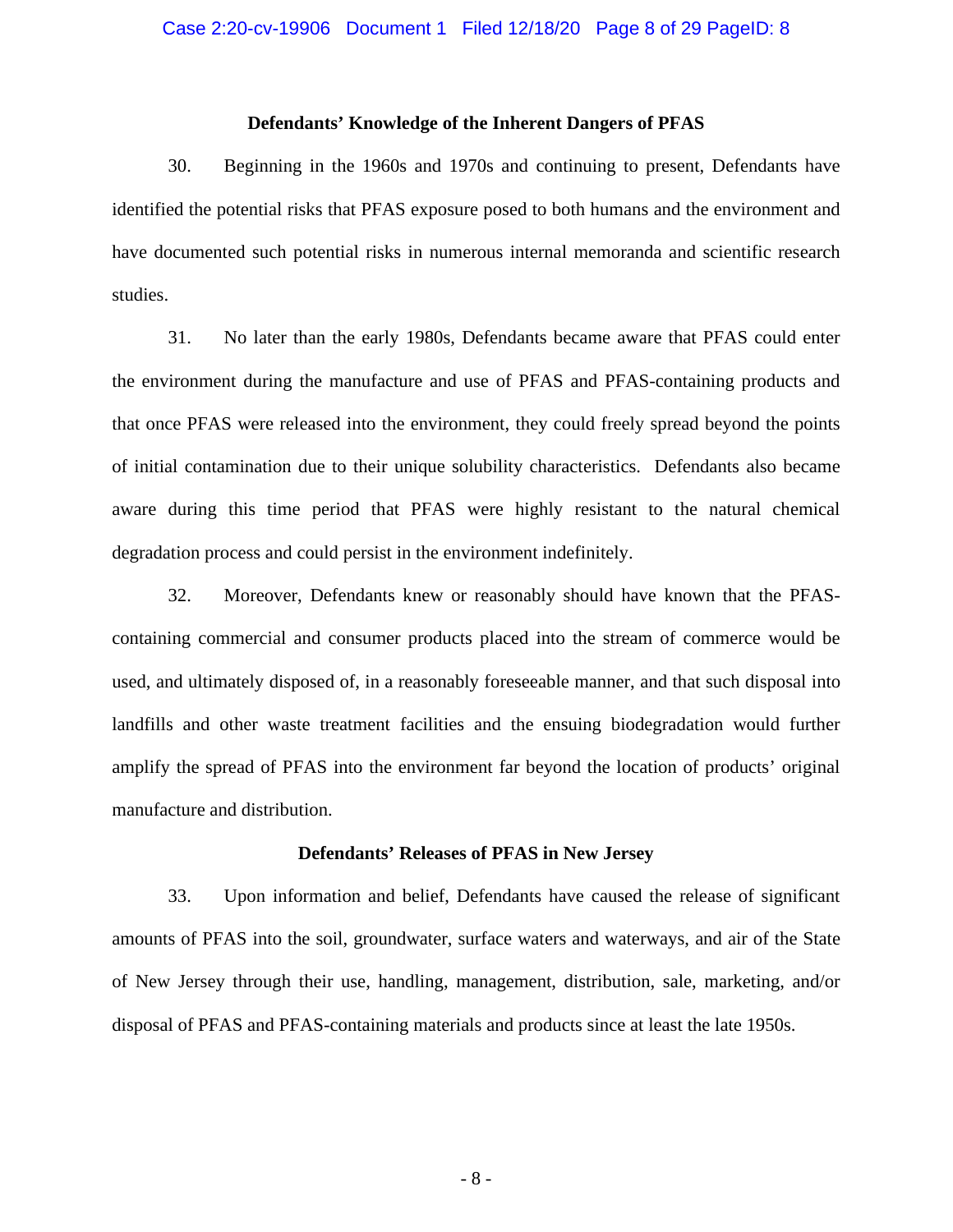**Defendants' Knowledge of the Inherent Dangers of PFAS**

30. Beginning in the 1960s and 1970s and continuing to present, Defendants have identified the potential risks that PFAS exposure posed to both humans and the environment and have documented such potential risks in numerous internal memoranda and scientific research studies.

31. No later than the early 1980s, Defendants became aware that PFAS could enter the environment during the manufacture and use of PFAS and PFAS-containing products and that once PFAS were released into the environment, they could freely spread beyond the points of initial contamination due to their unique solubility characteristics. Defendants also became aware during this time period that PFAS were highly resistant to the natural chemical degradation process and could persist in the environment indefinitely.

32. Moreover, Defendants knew or reasonably should have known that the PFAS-containing commercial and consumer products placed into the stream of commerce would be used, and ultimately disposed of, in a reasonably foreseeable manner, and that such disposal into landfills and other waste treatment facilities and the ensuing biodegradation would further amplify the spread of PFAS into the environment far beyond the location of products' original manufacture and distribution.

**Defendants' Releases of PFAS in New Jersey**

33. Upon information and belief, Defendants have caused the release of significant amounts of PFAS into the soil, groundwater, surface waters and waterways, and air of the State of New Jersey through their use, handling, management, distribution, sale, marketing, and/or disposal of PFAS and PFAS-containing materials and products since at least the late 1950s.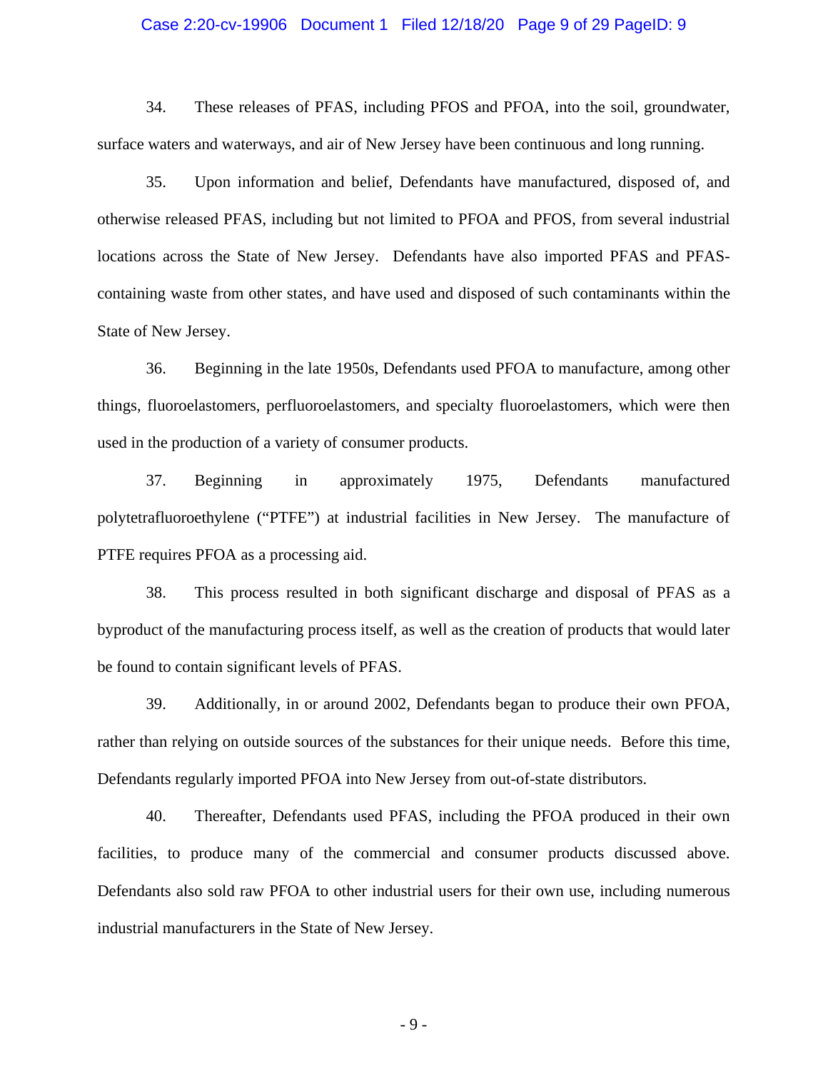34. These releases of PFAS, including PFOS and PFOA, into the soil, groundwater, surface waters and waterways, and air of New Jersey have been continuous and long running.

35. Upon information and belief, Defendants have manufactured, disposed of, and otherwise released PFAS, including but not limited to PFOA and PFOS, from several industrial locations across the State of New Jersey. Defendants have also imported PFAS and PFAS-containing waste from other states, and have used and disposed of such contaminants within the State of New Jersey.

36. Beginning in the late 1950s, Defendants used PFOA to manufacture, among other things, fluoroelastomers, perfluoroelastomers, and specialty fluoroelastomers, which were then used in the production of a variety of consumer products.

37. Beginning in approximately 1975, Defendants manufactured polytetrafluoroethylene ("PTFE") at industrial facilities in New Jersey. The manufacture of PTFE requires PFOA as a processing aid.

38. This process resulted in both significant discharge and disposal of PFAS as a byproduct of the manufacturing process itself, as well as the creation of products that would later be found to contain significant levels of PFAS.

39. Additionally, in or around 2002, Defendants began to produce their own PFOA, rather than relying on outside sources of the substances for their unique needs. Before this time, Defendants regularly imported PFOA into New Jersey from out-of-state distributors.

40. Thereafter, Defendants used PFAS, including the PFOA produced in their own facilities, to produce many of the commercial and consumer products discussed above. Defendants also sold raw PFOA to other industrial users for their own use, including numerous industrial manufacturers in the State of New Jersey.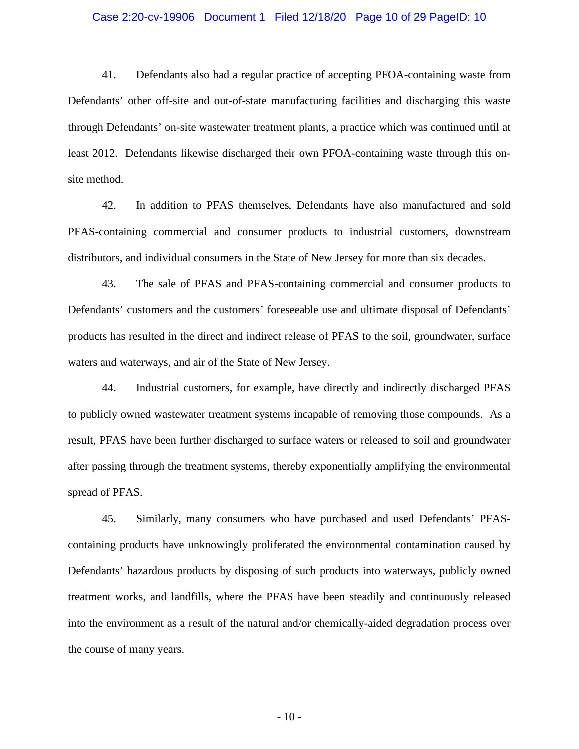41. Defendants also had a regular practice of accepting PFOA-containing waste from Defendants' other off-site and out-of-state manufacturing facilities and discharging this waste through Defendants' on-site wastewater treatment plants, a practice which was continued until at least 2012. Defendants likewise discharged their own PFOA-containing waste through this on-site method.

42. In addition to PFAS themselves, Defendants have also manufactured and sold PFAS-containing commercial and consumer products to industrial customers, downstream distributors, and individual consumers in the State of New Jersey for more than six decades.

43. The sale of PFAS and PFAS-containing commercial and consumer products to Defendants' customers and the customers' foreseeable use and ultimate disposal of Defendants' products has resulted in the direct and indirect release of PFAS to the soil, groundwater, surface waters and waterways, and air of the State of New Jersey.

44. Industrial customers, for example, have directly and indirectly discharged PFAS to publicly owned wastewater treatment systems incapable of removing those compounds. As a result, PFAS have been further discharged to surface waters or released to soil and groundwater after passing through the treatment systems, thereby exponentially amplifying the environmental spread of PFAS.

45. Similarly, many consumers who have purchased and used Defendants' PFAS-containing products have unknowingly proliferated the environmental contamination caused by Defendants' hazardous products by disposing of such products into waterways, publicly owned treatment works, and landfills, where the PFAS have been steadily and continuously released into the environment as a result of the natural and/or chemically-aided degradation process over the course of many years.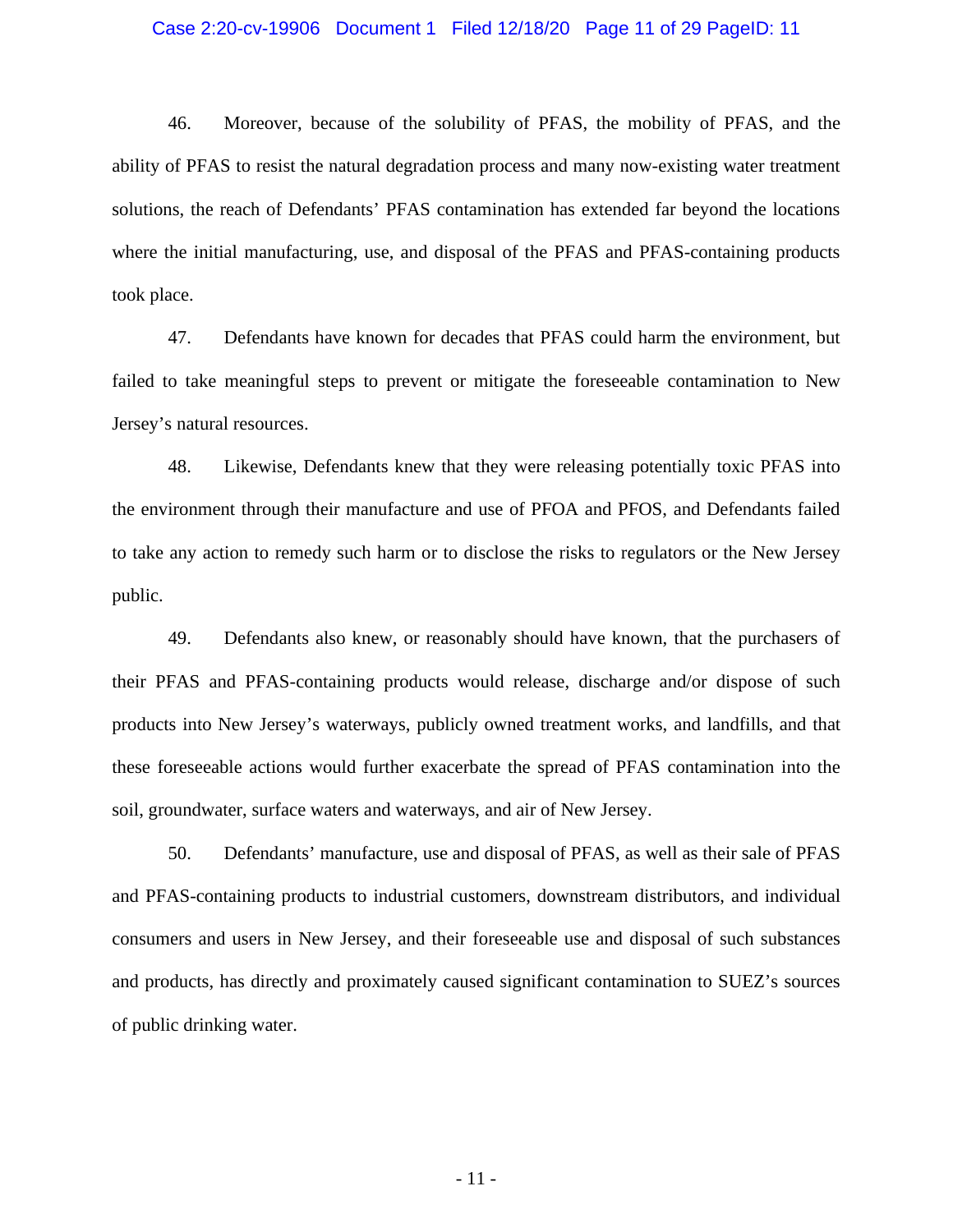46. Moreover, because of the solubility of PFAS, the mobility of PFAS, and the ability of PFAS to resist the natural degradation process and many now-existing water treatment solutions, the reach of Defendants' PFAS contamination has extended far beyond the locations where the initial manufacturing, use, and disposal of the PFAS and PFAS-containing products took place.

47. Defendants have known for decades that PFAS could harm the environment, but failed to take meaningful steps to prevent or mitigate the foreseeable contamination to New Jersey's natural resources.

48. Likewise, Defendants knew that they were releasing potentially toxic PFAS into the environment through their manufacture and use of PFOA and PFOS, and Defendants failed to take any action to remedy such harm or to disclose the risks to regulators or the New Jersey public.

49. Defendants also knew, or reasonably should have known, that the purchasers of their PFAS and PFAS-containing products would release, discharge and/or dispose of such products into New Jersey's waterways, publicly owned treatment works, and landfills, and that these foreseeable actions would further exacerbate the spread of PFAS contamination into the soil, groundwater, surface waters and waterways, and air of New Jersey.

50. Defendants' manufacture, use and disposal of PFAS, as well as their sale of PFAS and PFAS-containing products to industrial customers, downstream distributors, and individual consumers and users in New Jersey, and their foreseeable use and disposal of such substances and products, has directly and proximately caused significant contamination to SUEZ's sources of public drinking water.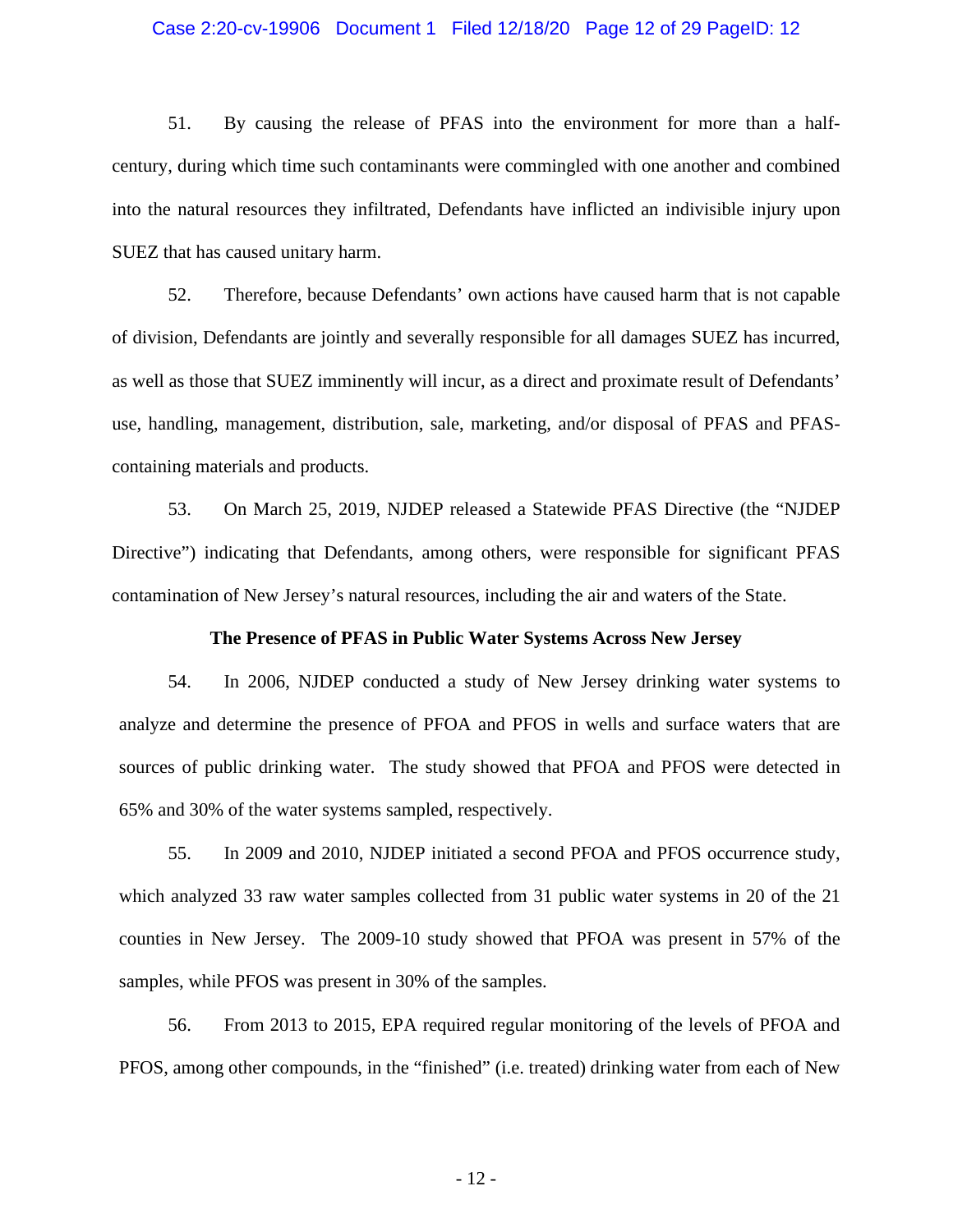51. By causing the release of PFAS into the environment for more than a half-century, during which time such contaminants were commingled with one another and combined into the natural resources they infiltrated, Defendants have inflicted an indivisible injury upon SUEZ that has caused unitary harm.

52. Therefore, because Defendants' own actions have caused harm that is not capable of division, Defendants are jointly and severally responsible for all damages SUEZ has incurred, as well as those that SUEZ imminently will incur, as a direct and proximate result of Defendants' use, handling, management, distribution, sale, marketing, and/or disposal of PFAS and PFAS-containing materials and products.

53. On March 25, 2019, NJDEP released a Statewide PFAS Directive (the "NJDEP Directive") indicating that Defendants, among others, were responsible for significant PFAS contamination of New Jersey's natural resources, including the air and waters of the State.

**The Presence of PFAS in Public Water Systems Across New Jersey**

54. In 2006, NJDEP conducted a study of New Jersey drinking water systems to analyze and determine the presence of PFOA and PFOS in wells and surface waters that are sources of public drinking water. The study showed that PFOA and PFOS were detected in 65% and 30% of the water systems sampled, respectively.

55. In 2009 and 2010, NJDEP initiated a second PFOA and PFOS occurrence study, which analyzed 33 raw water samples collected from 31 public water systems in 20 of the 21 counties in New Jersey. The 2009-10 study showed that PFOA was present in 57% of the samples, while PFOS was present in 30% of the samples.

56. From 2013 to 2015, EPA required regular monitoring of the levels of PFOA and PFOS, among other compounds, in the "finished" (i.e. treated) drinking water from each of New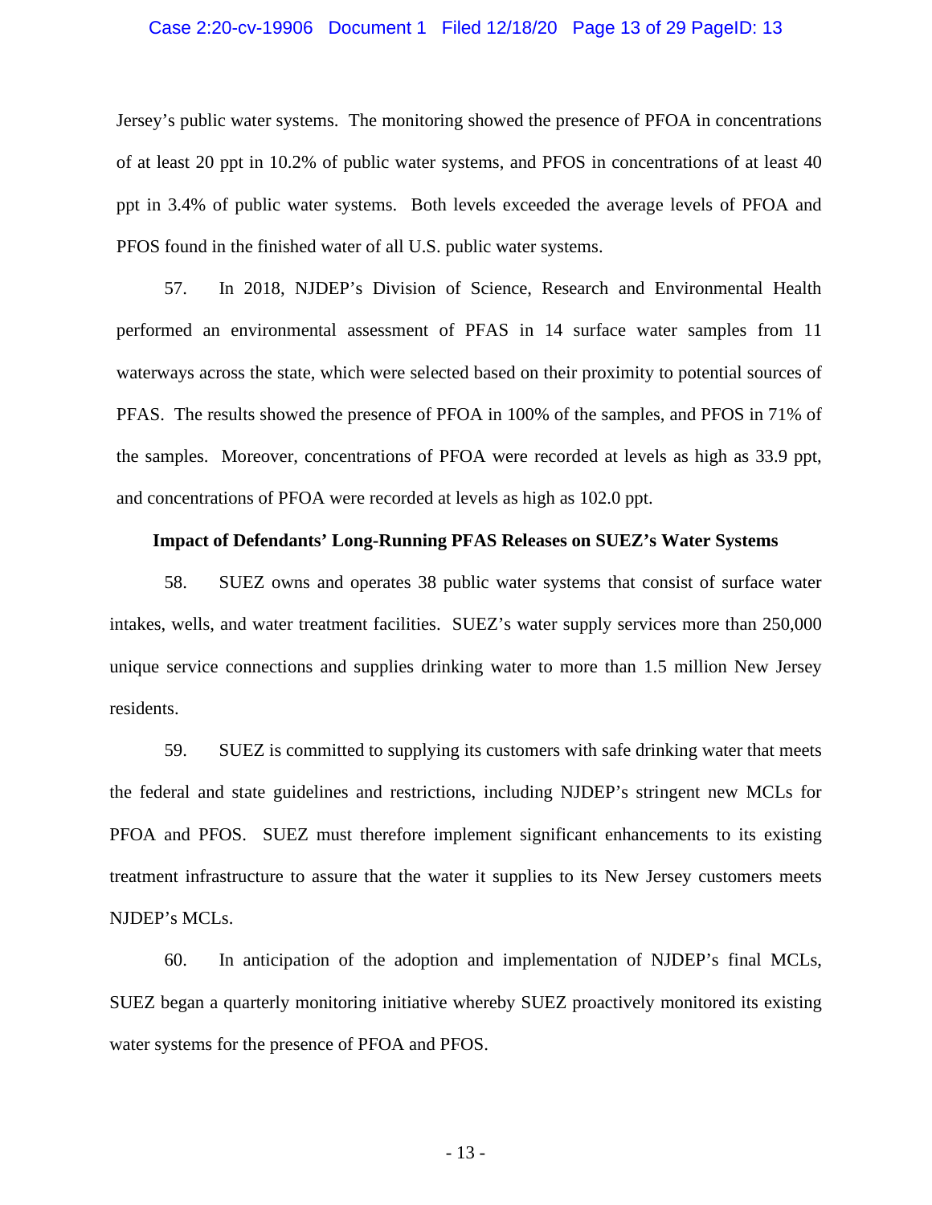Jersey's public water systems. The monitoring showed the presence of PFOA in concentrations of at least 20 ppt in 10.2% of public water systems, and PFOS in concentrations of at least 40 ppt in 3.4% of public water systems. Both levels exceeded the average levels of PFOA and PFOS found in the finished water of all U.S. public water systems.

57. In 2018, NJDEP's Division of Science, Research and Environmental Health performed an environmental assessment of PFAS in 14 surface water samples from 11 waterways across the state, which were selected based on their proximity to potential sources of PFAS. The results showed the presence of PFOA in 100% of the samples, and PFOS in 71% of the samples. Moreover, concentrations of PFOA were recorded at levels as high as 33.9 ppt, and concentrations of PFOA were recorded at levels as high as 102.0 ppt.

**Impact of Defendants' Long-Running PFAS Releases on SUEZ's Water Systems**

58. SUEZ owns and operates 38 public water systems that consist of surface water intakes, wells, and water treatment facilities. SUEZ's water supply services more than 250,000 unique service connections and supplies drinking water to more than 1.5 million New Jersey residents.

59. SUEZ is committed to supplying its customers with safe drinking water that meets the federal and state guidelines and restrictions, including NJDEP's stringent new MCLs for PFOA and PFOS. SUEZ must therefore implement significant enhancements to its existing treatment infrastructure to assure that the water it supplies to its New Jersey customers meets NJDEP's MCLs.

60. In anticipation of the adoption and implementation of NJDEP's final MCLs, SUEZ began a quarterly monitoring initiative whereby SUEZ proactively monitored its existing water systems for the presence of PFOA and PFOS.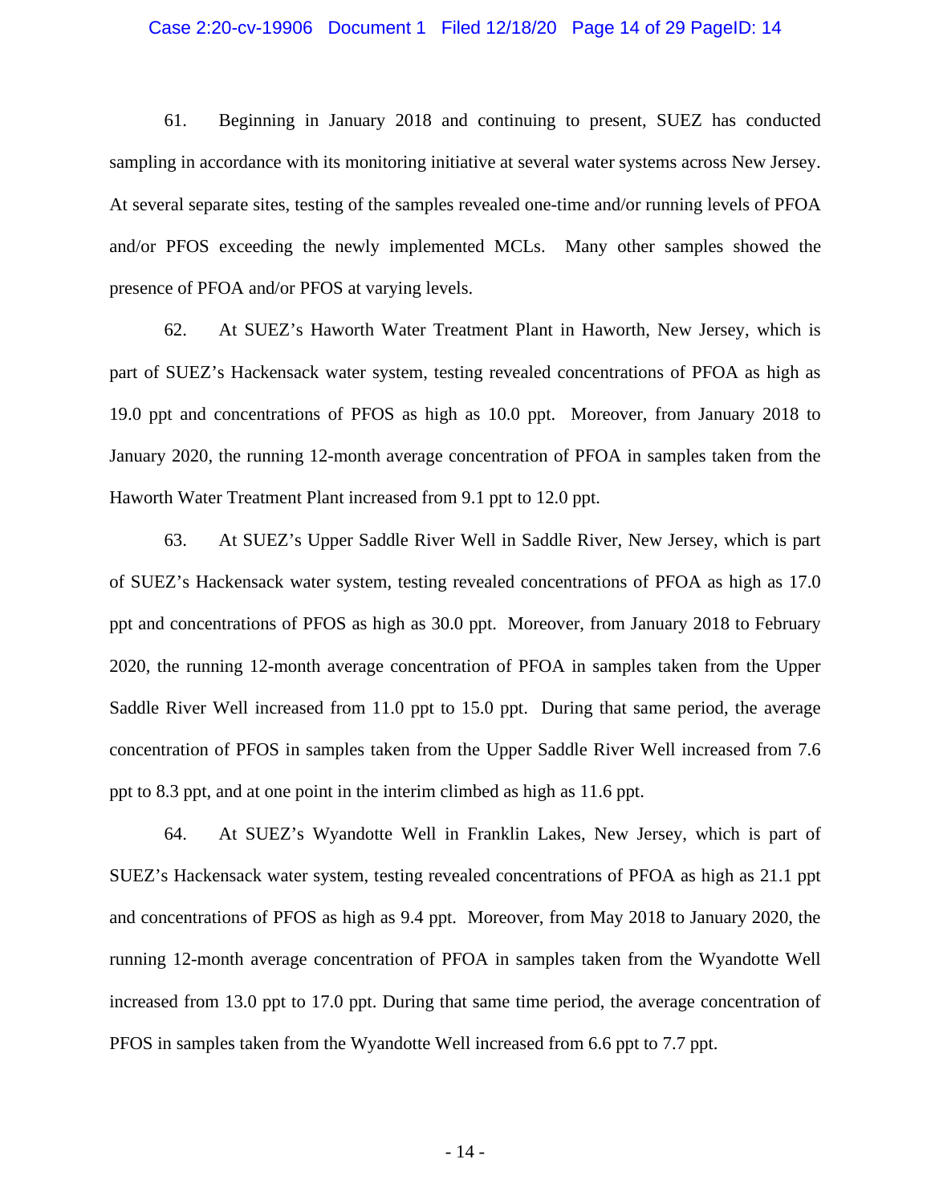61. Beginning in January 2018 and continuing to present, SUEZ has conducted sampling in accordance with its monitoring initiative at several water systems across New Jersey. At several separate sites, testing of the samples revealed one-time and/or running levels of PFOA and/or PFOS exceeding the newly implemented MCLs. Many other samples showed the presence of PFOA and/or PFOS at varying levels.

62. At SUEZ's Haworth Water Treatment Plant in Haworth, New Jersey, which is part of SUEZ's Hackensack water system, testing revealed concentrations of PFOA as high as 19.0 ppt and concentrations of PFOS as high as 10.0 ppt. Moreover, from January 2018 to January 2020, the running 12-month average concentration of PFOA in samples taken from the Haworth Water Treatment Plant increased from 9.1 ppt to 12.0 ppt.

63. At SUEZ's Upper Saddle River Well in Saddle River, New Jersey, which is part of SUEZ's Hackensack water system, testing revealed concentrations of PFOA as high as 17.0 ppt and concentrations of PFOS as high as 30.0 ppt. Moreover, from January 2018 to February 2020, the running 12-month average concentration of PFOA in samples taken from the Upper Saddle River Well increased from 11.0 ppt to 15.0 ppt. During that same period, the average concentration of PFOS in samples taken from the Upper Saddle River Well increased from 7.6 ppt to 8.3 ppt, and at one point in the interim climbed as high as 11.6 ppt.

64. At SUEZ's Wyandotte Well in Franklin Lakes, New Jersey, which is part of SUEZ's Hackensack water system, testing revealed concentrations of PFOA as high as 21.1 ppt and concentrations of PFOS as high as 9.4 ppt. Moreover, from May 2018 to January 2020, the running 12-month average concentration of PFOA in samples taken from the Wyandotte Well increased from 13.0 ppt to 17.0 ppt. During that same time period, the average concentration of PFOS in samples taken from the Wyandotte Well increased from 6.6 ppt to 7.7 ppt.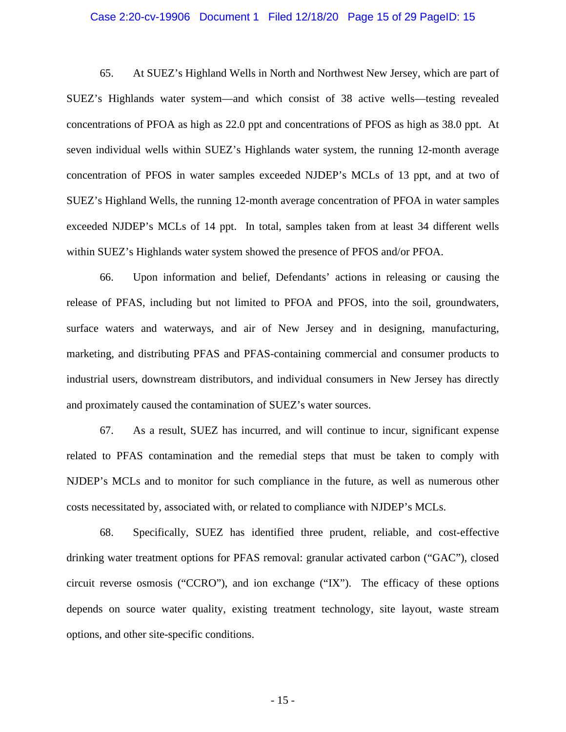65. At SUEZ's Highland Wells in North and Northwest New Jersey, which are part of SUEZ's Highlands water system—and which consist of 38 active wells—testing revealed concentrations of PFOA as high as 22.0 ppt and concentrations of PFOS as high as 38.0 ppt. At seven individual wells within SUEZ's Highlands water system, the running 12-month average concentration of PFOS in water samples exceeded NJDEP's MCLs of 13 ppt, and at two of SUEZ's Highland Wells, the running 12-month average concentration of PFOA in water samples exceeded NJDEP's MCLs of 14 ppt. In total, samples taken from at least 34 different wells within SUEZ's Highlands water system showed the presence of PFOS and/or PFOA.

66. Upon information and belief, Defendants' actions in releasing or causing the release of PFAS, including but not limited to PFOA and PFOS, into the soil, groundwaters, surface waters and waterways, and air of New Jersey and in designing, manufacturing, marketing, and distributing PFAS and PFAS-containing commercial and consumer products to industrial users, downstream distributors, and individual consumers in New Jersey has directly and proximately caused the contamination of SUEZ's water sources.

67. As a result, SUEZ has incurred, and will continue to incur, significant expense related to PFAS contamination and the remedial steps that must be taken to comply with NJDEP's MCLs and to monitor for such compliance in the future, as well as numerous other costs necessitated by, associated with, or related to compliance with NJDEP's MCLs.

68. Specifically, SUEZ has identified three prudent, reliable, and cost-effective drinking water treatment options for PFAS removal: granular activated carbon ("GAC"), closed circuit reverse osmosis ("CCRO"), and ion exchange ("IX"). The efficacy of these options depends on source water quality, existing treatment technology, site layout, waste stream options, and other site-specific conditions.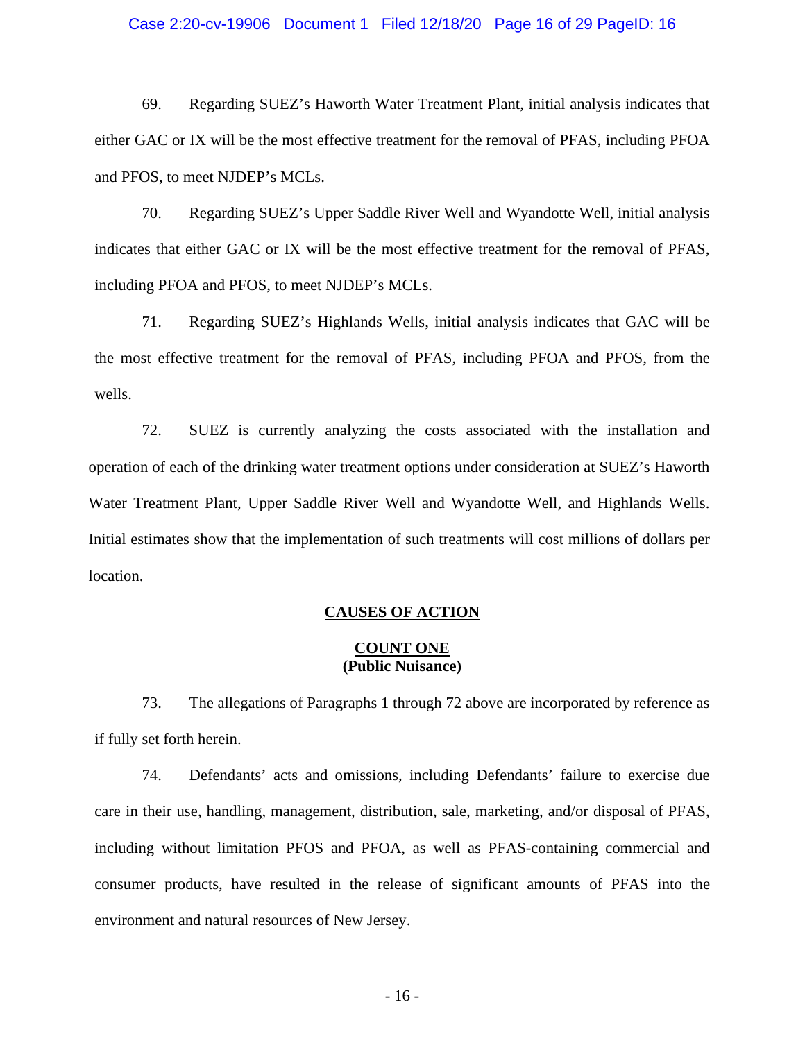69. Regarding SUEZ's Haworth Water Treatment Plant, initial analysis indicates that either GAC or IX will be the most effective treatment for the removal of PFAS, including PFOA and PFOS, to meet NJDEP's MCLs.

70. Regarding SUEZ's Upper Saddle River Well and Wyandotte Well, initial analysis indicates that either GAC or IX will be the most effective treatment for the removal of PFAS, including PFOA and PFOS, to meet NJDEP's MCLs.

71. Regarding SUEZ's Highlands Wells, initial analysis indicates that GAC will be the most effective treatment for the removal of PFAS, including PFOA and PFOS, from the wells.

72. SUEZ is currently analyzing the costs associated with the installation and operation of each of the drinking water treatment options under consideration at SUEZ's Haworth Water Treatment Plant, Upper Saddle River Well and Wyandotte Well, and Highlands Wells. Initial estimates show that the implementation of such treatments will cost millions of dollars per location.

## CAUSES OF ACTION

### COUNT ONE
### (Public Nuisance)

73. The allegations of Paragraphs 1 through 72 above are incorporated by reference as if fully set forth herein.

74. Defendants' acts and omissions, including Defendants' failure to exercise due care in their use, handling, management, distribution, sale, marketing, and/or disposal of PFAS, including without limitation PFOS and PFOA, as well as PFAS-containing commercial and consumer products, have resulted in the release of significant amounts of PFAS into the environment and natural resources of New Jersey.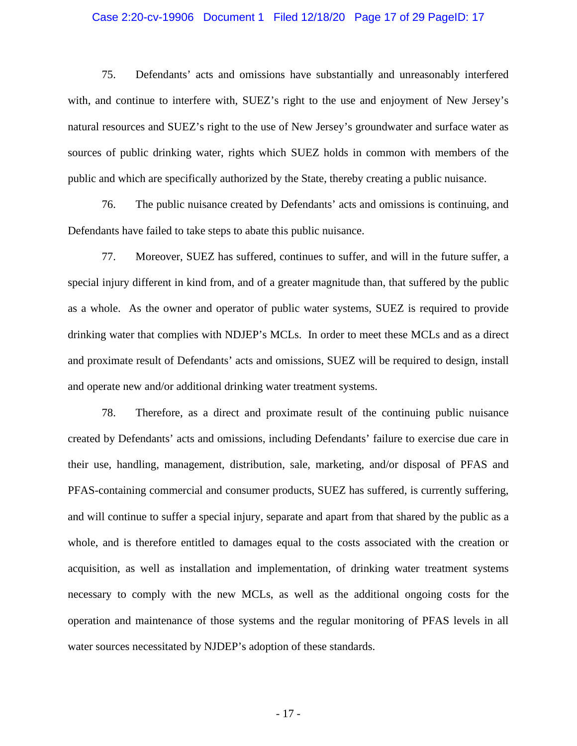75. Defendants' acts and omissions have substantially and unreasonably interfered with, and continue to interfere with, SUEZ's right to the use and enjoyment of New Jersey's natural resources and SUEZ's right to the use of New Jersey's groundwater and surface water as sources of public drinking water, rights which SUEZ holds in common with members of the public and which are specifically authorized by the State, thereby creating a public nuisance.

76. The public nuisance created by Defendants' acts and omissions is continuing, and Defendants have failed to take steps to abate this public nuisance.

77. Moreover, SUEZ has suffered, continues to suffer, and will in the future suffer, a special injury different in kind from, and of a greater magnitude than, that suffered by the public as a whole. As the owner and operator of public water systems, SUEZ is required to provide drinking water that complies with NDJEP's MCLs. In order to meet these MCLs and as a direct and proximate result of Defendants' acts and omissions, SUEZ will be required to design, install and operate new and/or additional drinking water treatment systems.

78. Therefore, as a direct and proximate result of the continuing public nuisance created by Defendants' acts and omissions, including Defendants' failure to exercise due care in their use, handling, management, distribution, sale, marketing, and/or disposal of PFAS and PFAS-containing commercial and consumer products, SUEZ has suffered, is currently suffering, and will continue to suffer a special injury, separate and apart from that shared by the public as a whole, and is therefore entitled to damages equal to the costs associated with the creation or acquisition, as well as installation and implementation, of drinking water treatment systems necessary to comply with the new MCLs, as well as the additional ongoing costs for the operation and maintenance of those systems and the regular monitoring of PFAS levels in all water sources necessitated by NJDEP's adoption of these standards.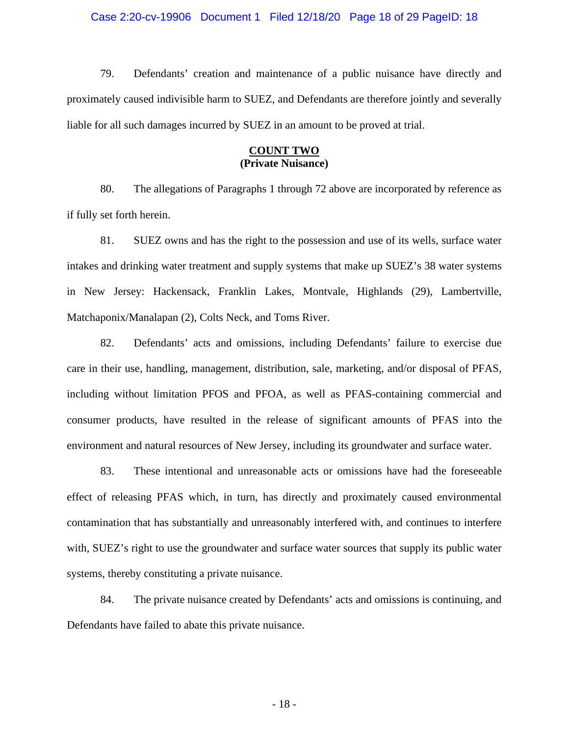79. Defendants' creation and maintenance of a public nuisance have directly and proximately caused indivisible harm to SUEZ, and Defendants are therefore jointly and severally liable for all such damages incurred by SUEZ in an amount to be proved at trial.

## COUNT TWO
**(Private Nuisance)**

80. The allegations of Paragraphs 1 through 72 above are incorporated by reference as if fully set forth herein.

81. SUEZ owns and has the right to the possession and use of its wells, surface water intakes and drinking water treatment and supply systems that make up SUEZ's 38 water systems in New Jersey: Hackensack, Franklin Lakes, Montvale, Highlands (29), Lambertville, Matchaponix/Manalapan (2), Colts Neck, and Toms River.

82. Defendants' acts and omissions, including Defendants' failure to exercise due care in their use, handling, management, distribution, sale, marketing, and/or disposal of PFAS, including without limitation PFOS and PFOA, as well as PFAS-containing commercial and consumer products, have resulted in the release of significant amounts of PFAS into the environment and natural resources of New Jersey, including its groundwater and surface water.

83. These intentional and unreasonable acts or omissions have had the foreseeable effect of releasing PFAS which, in turn, has directly and proximately caused environmental contamination that has substantially and unreasonably interfered with, and continues to interfere with, SUEZ's right to use the groundwater and surface water sources that supply its public water systems, thereby constituting a private nuisance.

84. The private nuisance created by Defendants' acts and omissions is continuing, and Defendants have failed to abate this private nuisance.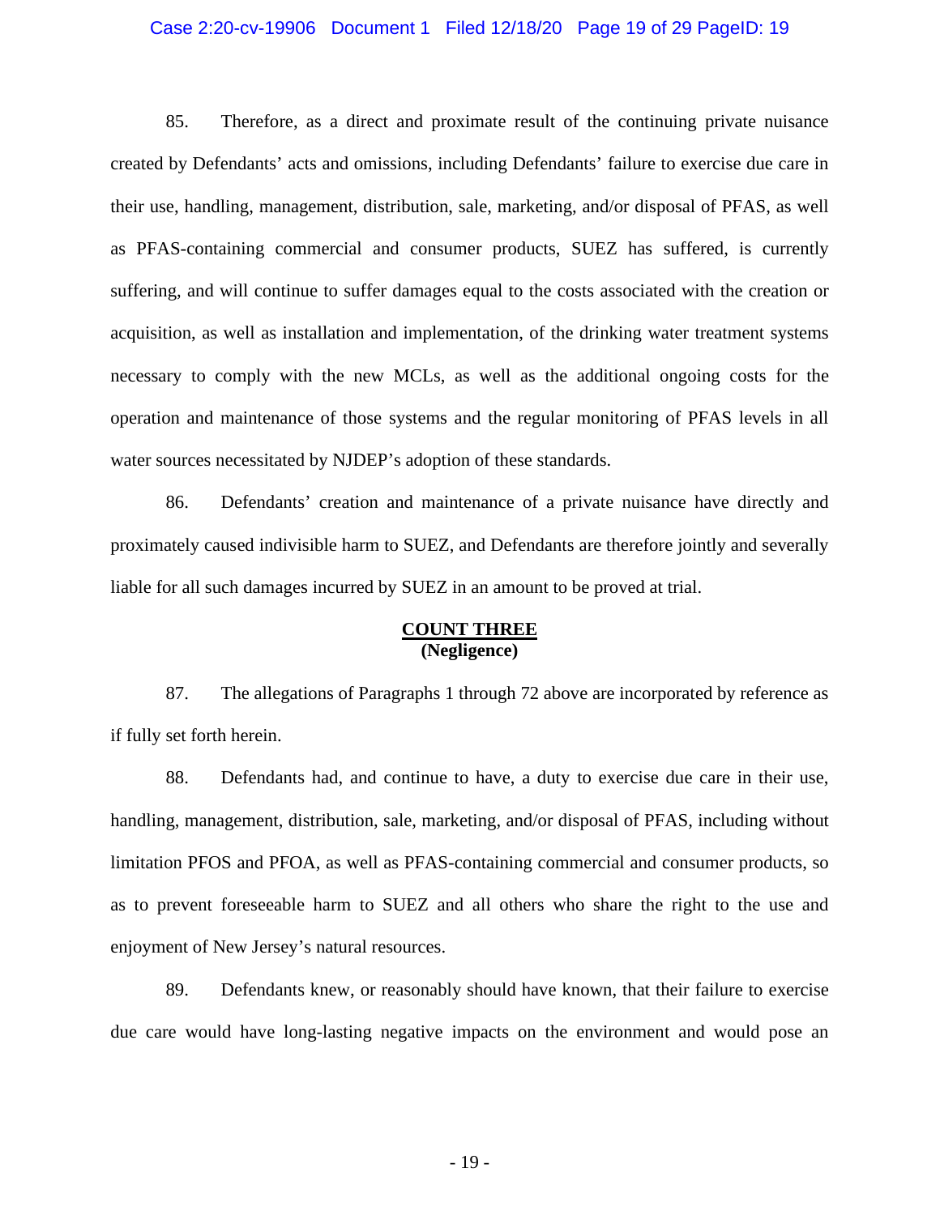85. Therefore, as a direct and proximate result of the continuing private nuisance created by Defendants' acts and omissions, including Defendants' failure to exercise due care in their use, handling, management, distribution, sale, marketing, and/or disposal of PFAS, as well as PFAS-containing commercial and consumer products, SUEZ has suffered, is currently suffering, and will continue to suffer damages equal to the costs associated with the creation or acquisition, as well as installation and implementation, of the drinking water treatment systems necessary to comply with the new MCLs, as well as the additional ongoing costs for the operation and maintenance of those systems and the regular monitoring of PFAS levels in all water sources necessitated by NJDEP's adoption of these standards.

86. Defendants' creation and maintenance of a private nuisance have directly and proximately caused indivisible harm to SUEZ, and Defendants are therefore jointly and severally liable for all such damages incurred by SUEZ in an amount to be proved at trial.

## COUNT THREE
**(Negligence)**

87. The allegations of Paragraphs 1 through 72 above are incorporated by reference as if fully set forth herein.

88. Defendants had, and continue to have, a duty to exercise due care in their use, handling, management, distribution, sale, marketing, and/or disposal of PFAS, including without limitation PFOS and PFOA, as well as PFAS-containing commercial and consumer products, so as to prevent foreseeable harm to SUEZ and all others who share the right to the use and enjoyment of New Jersey's natural resources.

89. Defendants knew, or reasonably should have known, that their failure to exercise due care would have long-lasting negative impacts on the environment and would pose an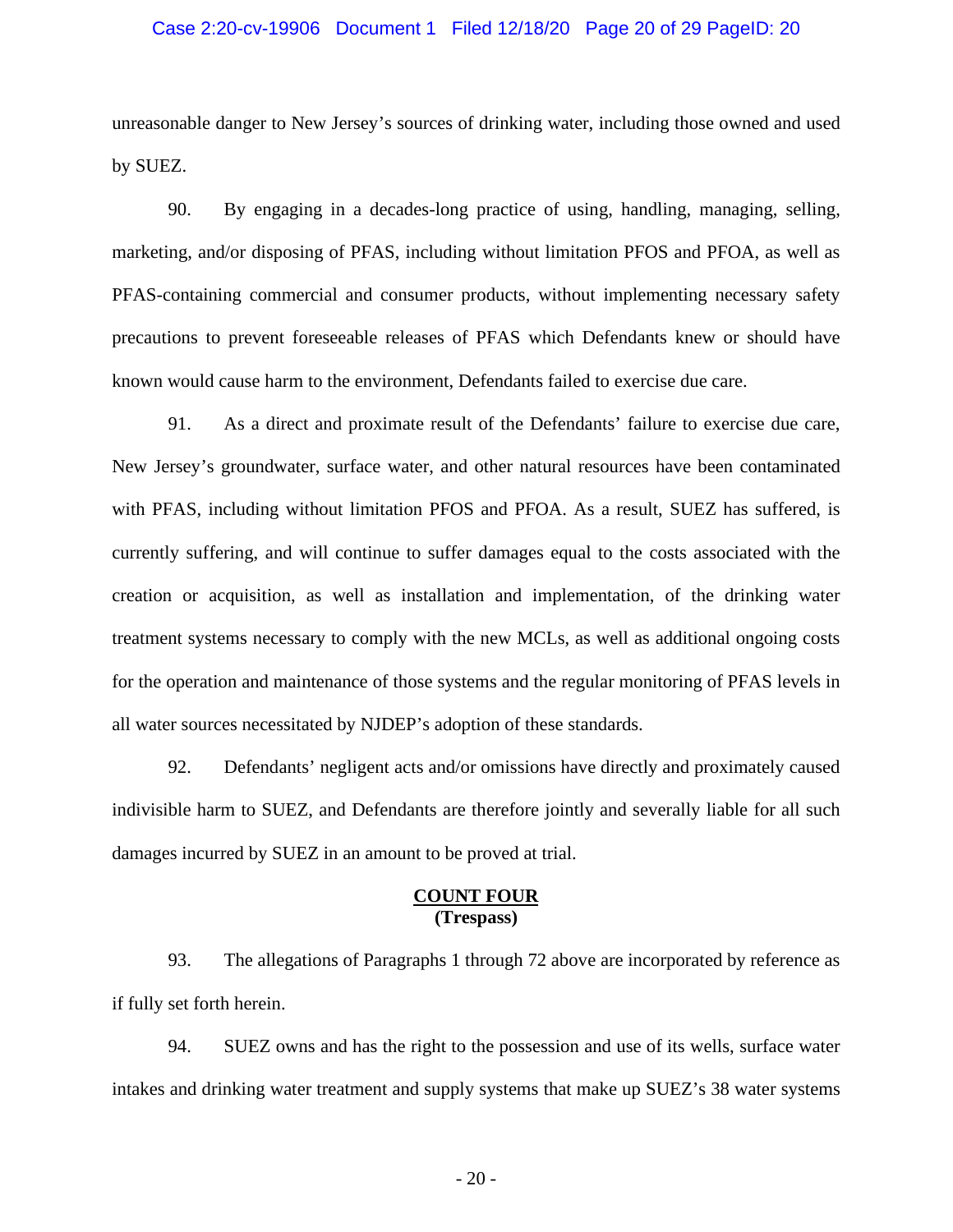unreasonable danger to New Jersey's sources of drinking water, including those owned and used by SUEZ.

90. By engaging in a decades-long practice of using, handling, managing, selling, marketing, and/or disposing of PFAS, including without limitation PFOS and PFOA, as well as PFAS-containing commercial and consumer products, without implementing necessary safety precautions to prevent foreseeable releases of PFAS which Defendants knew or should have known would cause harm to the environment, Defendants failed to exercise due care.

91. As a direct and proximate result of the Defendants' failure to exercise due care, New Jersey's groundwater, surface water, and other natural resources have been contaminated with PFAS, including without limitation PFOS and PFOA. As a result, SUEZ has suffered, is currently suffering, and will continue to suffer damages equal to the costs associated with the creation or acquisition, as well as installation and implementation, of the drinking water treatment systems necessary to comply with the new MCLs, as well as additional ongoing costs for the operation and maintenance of those systems and the regular monitoring of PFAS levels in all water sources necessitated by NJDEP's adoption of these standards.

92. Defendants' negligent acts and/or omissions have directly and proximately caused indivisible harm to SUEZ, and Defendants are therefore jointly and severally liable for all such damages incurred by SUEZ in an amount to be proved at trial.

## COUNT FOUR
**(Trespass)**

93. The allegations of Paragraphs 1 through 72 above are incorporated by reference as if fully set forth herein.

94. SUEZ owns and has the right to the possession and use of its wells, surface water intakes and drinking water treatment and supply systems that make up SUEZ's 38 water systems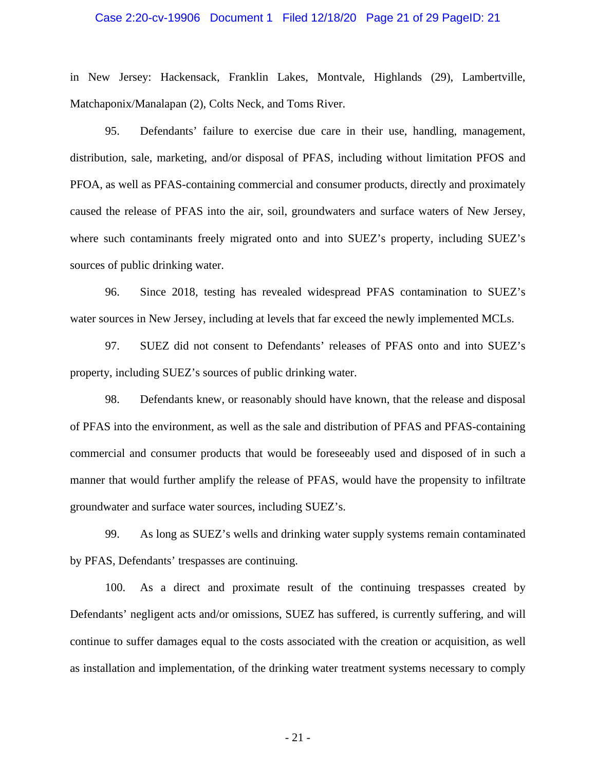in New Jersey: Hackensack, Franklin Lakes, Montvale, Highlands (29), Lambertville, Matchaponix/Manalapan (2), Colts Neck, and Toms River.

95. Defendants' failure to exercise due care in their use, handling, management, distribution, sale, marketing, and/or disposal of PFAS, including without limitation PFOS and PFOA, as well as PFAS-containing commercial and consumer products, directly and proximately caused the release of PFAS into the air, soil, groundwaters and surface waters of New Jersey, where such contaminants freely migrated onto and into SUEZ's property, including SUEZ's sources of public drinking water.

96. Since 2018, testing has revealed widespread PFAS contamination to SUEZ's water sources in New Jersey, including at levels that far exceed the newly implemented MCLs.

97. SUEZ did not consent to Defendants' releases of PFAS onto and into SUEZ's property, including SUEZ's sources of public drinking water.

98. Defendants knew, or reasonably should have known, that the release and disposal of PFAS into the environment, as well as the sale and distribution of PFAS and PFAS-containing commercial and consumer products that would be foreseeably used and disposed of in such a manner that would further amplify the release of PFAS, would have the propensity to infiltrate groundwater and surface water sources, including SUEZ's.

99. As long as SUEZ's wells and drinking water supply systems remain contaminated by PFAS, Defendants' trespasses are continuing.

100. As a direct and proximate result of the continuing trespasses created by Defendants' negligent acts and/or omissions, SUEZ has suffered, is currently suffering, and will continue to suffer damages equal to the costs associated with the creation or acquisition, as well as installation and implementation, of the drinking water treatment systems necessary to comply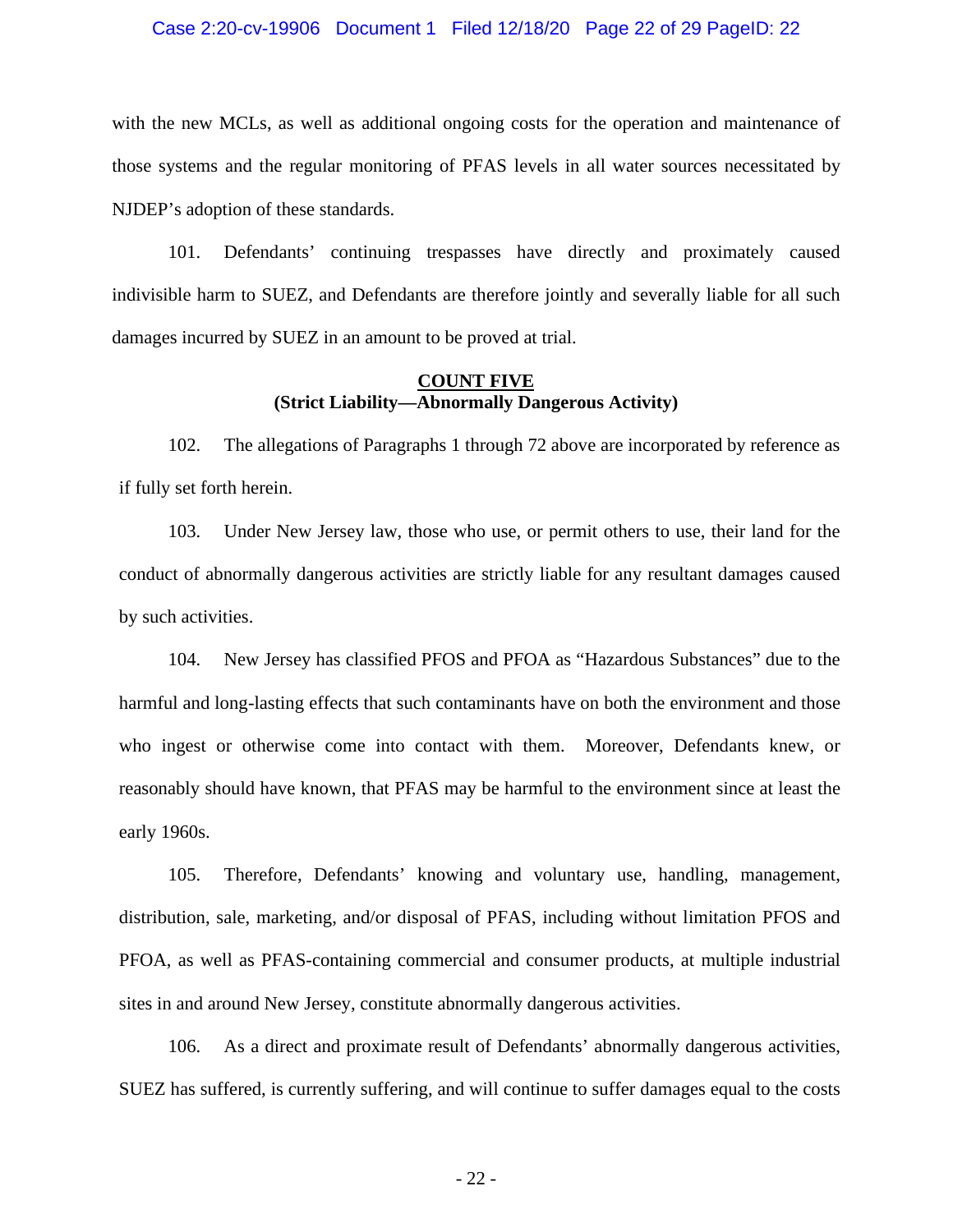with the new MCLs, as well as additional ongoing costs for the operation and maintenance of those systems and the regular monitoring of PFAS levels in all water sources necessitated by NJDEP's adoption of these standards.

101. Defendants' continuing trespasses have directly and proximately caused indivisible harm to SUEZ, and Defendants are therefore jointly and severally liable for all such damages incurred by SUEZ in an amount to be proved at trial.

**COUNT FIVE**
**(Strict Liability—Abnormally Dangerous Activity)**

102. The allegations of Paragraphs 1 through 72 above are incorporated by reference as if fully set forth herein.

103. Under New Jersey law, those who use, or permit others to use, their land for the conduct of abnormally dangerous activities are strictly liable for any resultant damages caused by such activities.

104. New Jersey has classified PFOS and PFOA as "Hazardous Substances" due to the harmful and long-lasting effects that such contaminants have on both the environment and those who ingest or otherwise come into contact with them. Moreover, Defendants knew, or reasonably should have known, that PFAS may be harmful to the environment since at least the early 1960s.

105. Therefore, Defendants' knowing and voluntary use, handling, management, distribution, sale, marketing, and/or disposal of PFAS, including without limitation PFOS and PFOA, as well as PFAS-containing commercial and consumer products, at multiple industrial sites in and around New Jersey, constitute abnormally dangerous activities.

106. As a direct and proximate result of Defendants' abnormally dangerous activities, SUEZ has suffered, is currently suffering, and will continue to suffer damages equal to the costs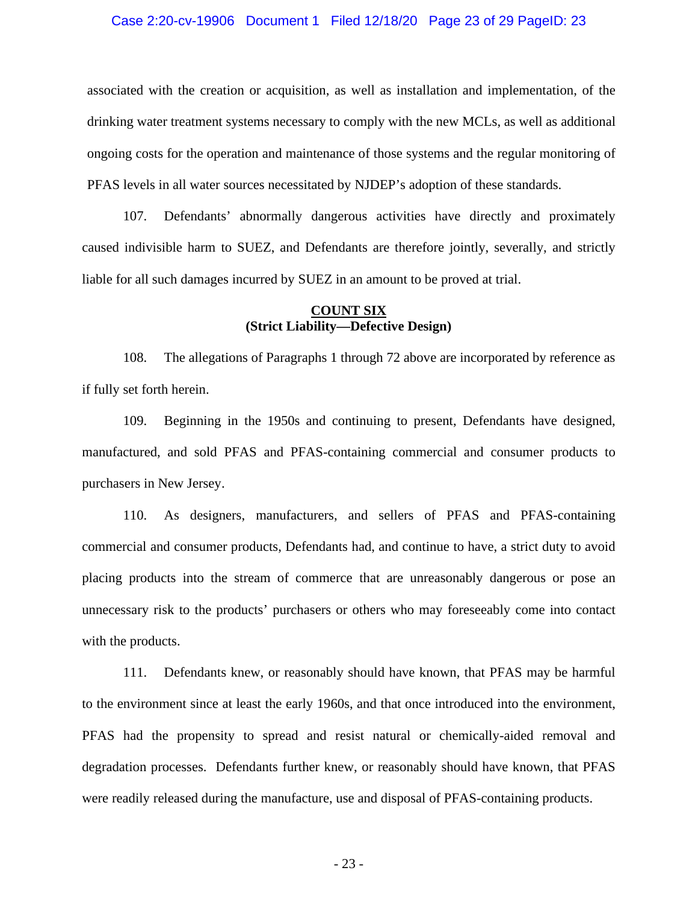associated with the creation or acquisition, as well as installation and implementation, of the drinking water treatment systems necessary to comply with the new MCLs, as well as additional ongoing costs for the operation and maintenance of those systems and the regular monitoring of PFAS levels in all water sources necessitated by NJDEP's adoption of these standards.

107. Defendants' abnormally dangerous activities have directly and proximately caused indivisible harm to SUEZ, and Defendants are therefore jointly, severally, and strictly liable for all such damages incurred by SUEZ in an amount to be proved at trial.

**COUNT SIX**
**(Strict Liability—Defective Design)**

108. The allegations of Paragraphs 1 through 72 above are incorporated by reference as if fully set forth herein.

109. Beginning in the 1950s and continuing to present, Defendants have designed, manufactured, and sold PFAS and PFAS-containing commercial and consumer products to purchasers in New Jersey.

110. As designers, manufacturers, and sellers of PFAS and PFAS-containing commercial and consumer products, Defendants had, and continue to have, a strict duty to avoid placing products into the stream of commerce that are unreasonably dangerous or pose an unnecessary risk to the products' purchasers or others who may foreseeably come into contact with the products.

111. Defendants knew, or reasonably should have known, that PFAS may be harmful to the environment since at least the early 1960s, and that once introduced into the environment, PFAS had the propensity to spread and resist natural or chemically-aided removal and degradation processes. Defendants further knew, or reasonably should have known, that PFAS were readily released during the manufacture, use and disposal of PFAS-containing products.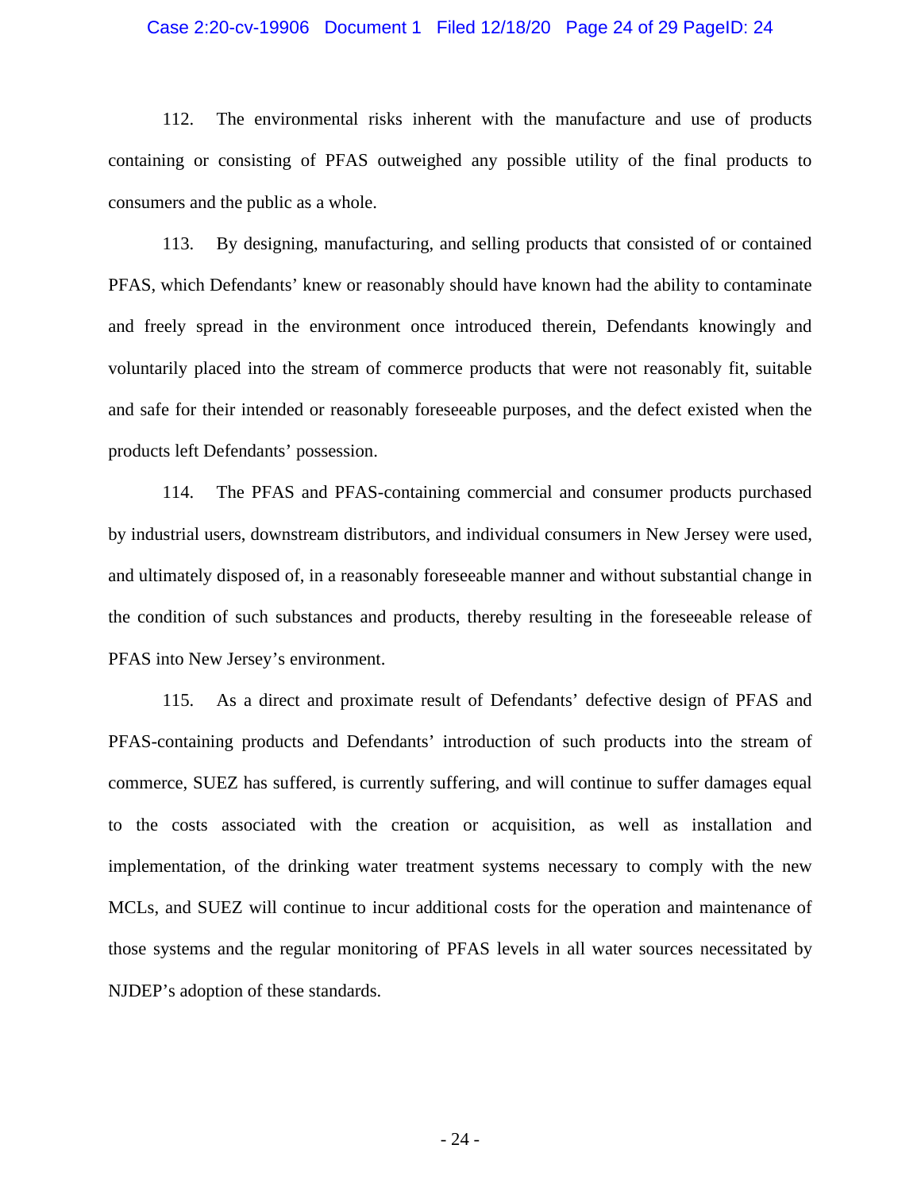112. The environmental risks inherent with the manufacture and use of products containing or consisting of PFAS outweighed any possible utility of the final products to consumers and the public as a whole.

113. By designing, manufacturing, and selling products that consisted of or contained PFAS, which Defendants' knew or reasonably should have known had the ability to contaminate and freely spread in the environment once introduced therein, Defendants knowingly and voluntarily placed into the stream of commerce products that were not reasonably fit, suitable and safe for their intended or reasonably foreseeable purposes, and the defect existed when the products left Defendants' possession.

114. The PFAS and PFAS-containing commercial and consumer products purchased by industrial users, downstream distributors, and individual consumers in New Jersey were used, and ultimately disposed of, in a reasonably foreseeable manner and without substantial change in the condition of such substances and products, thereby resulting in the foreseeable release of PFAS into New Jersey's environment.

115. As a direct and proximate result of Defendants' defective design of PFAS and PFAS-containing products and Defendants' introduction of such products into the stream of commerce, SUEZ has suffered, is currently suffering, and will continue to suffer damages equal to the costs associated with the creation or acquisition, as well as installation and implementation, of the drinking water treatment systems necessary to comply with the new MCLs, and SUEZ will continue to incur additional costs for the operation and maintenance of those systems and the regular monitoring of PFAS levels in all water sources necessitated by NJDEP's adoption of these standards.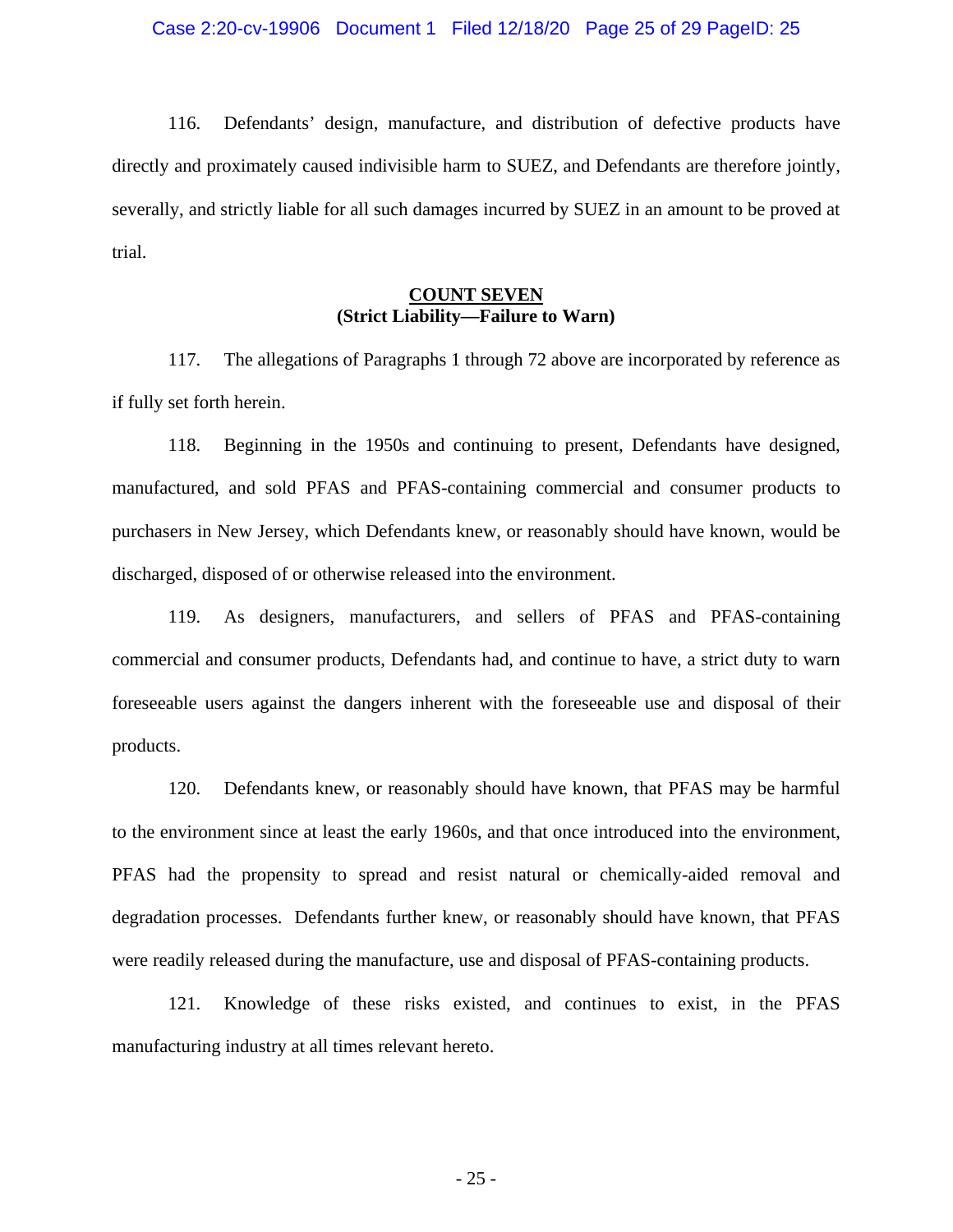116. Defendants' design, manufacture, and distribution of defective products have directly and proximately caused indivisible harm to SUEZ, and Defendants are therefore jointly, severally, and strictly liable for all such damages incurred by SUEZ in an amount to be proved at trial.

**COUNT SEVEN**
**(Strict Liability—Failure to Warn)**

117. The allegations of Paragraphs 1 through 72 above are incorporated by reference as if fully set forth herein.

118. Beginning in the 1950s and continuing to present, Defendants have designed, manufactured, and sold PFAS and PFAS-containing commercial and consumer products to purchasers in New Jersey, which Defendants knew, or reasonably should have known, would be discharged, disposed of or otherwise released into the environment.

119. As designers, manufacturers, and sellers of PFAS and PFAS-containing commercial and consumer products, Defendants had, and continue to have, a strict duty to warn foreseeable users against the dangers inherent with the foreseeable use and disposal of their products.

120. Defendants knew, or reasonably should have known, that PFAS may be harmful to the environment since at least the early 1960s, and that once introduced into the environment, PFAS had the propensity to spread and resist natural or chemically-aided removal and degradation processes. Defendants further knew, or reasonably should have known, that PFAS were readily released during the manufacture, use and disposal of PFAS-containing products.

121. Knowledge of these risks existed, and continues to exist, in the PFAS manufacturing industry at all times relevant hereto.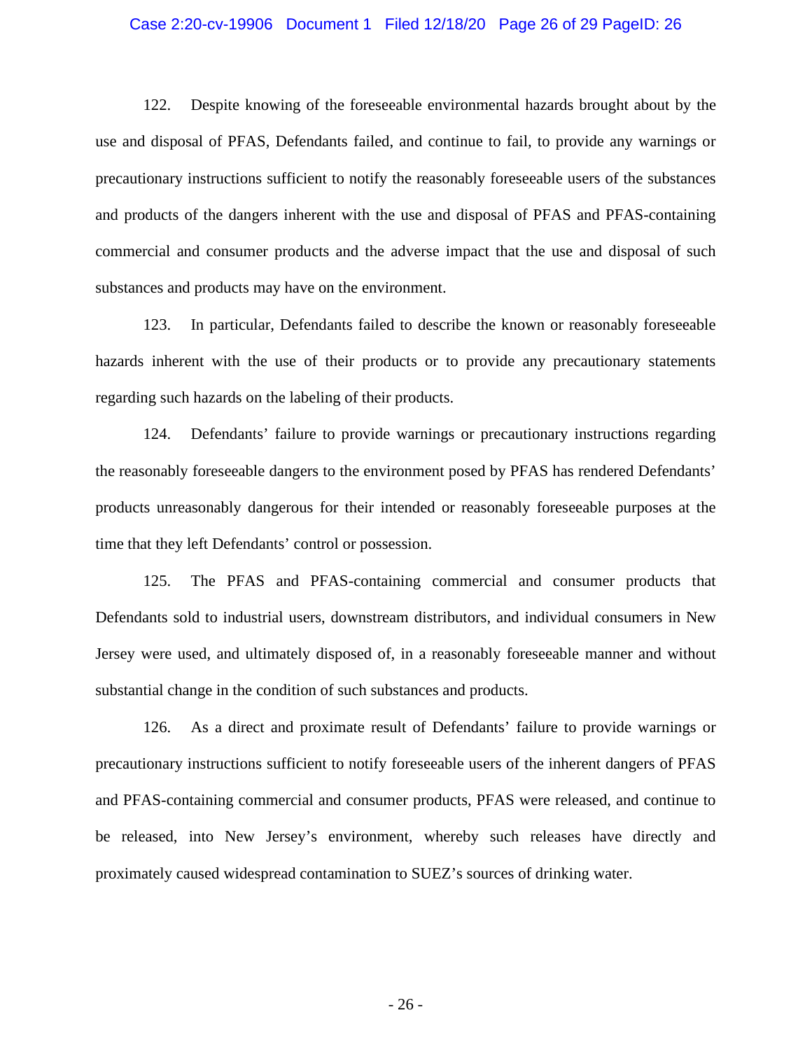122. Despite knowing of the foreseeable environmental hazards brought about by the use and disposal of PFAS, Defendants failed, and continue to fail, to provide any warnings or precautionary instructions sufficient to notify the reasonably foreseeable users of the substances and products of the dangers inherent with the use and disposal of PFAS and PFAS-containing commercial and consumer products and the adverse impact that the use and disposal of such substances and products may have on the environment.

123. In particular, Defendants failed to describe the known or reasonably foreseeable hazards inherent with the use of their products or to provide any precautionary statements regarding such hazards on the labeling of their products.

124. Defendants' failure to provide warnings or precautionary instructions regarding the reasonably foreseeable dangers to the environment posed by PFAS has rendered Defendants' products unreasonably dangerous for their intended or reasonably foreseeable purposes at the time that they left Defendants' control or possession.

125. The PFAS and PFAS-containing commercial and consumer products that Defendants sold to industrial users, downstream distributors, and individual consumers in New Jersey were used, and ultimately disposed of, in a reasonably foreseeable manner and without substantial change in the condition of such substances and products.

126. As a direct and proximate result of Defendants' failure to provide warnings or precautionary instructions sufficient to notify foreseeable users of the inherent dangers of PFAS and PFAS-containing commercial and consumer products, PFAS were released, and continue to be released, into New Jersey's environment, whereby such releases have directly and proximately caused widespread contamination to SUEZ's sources of drinking water.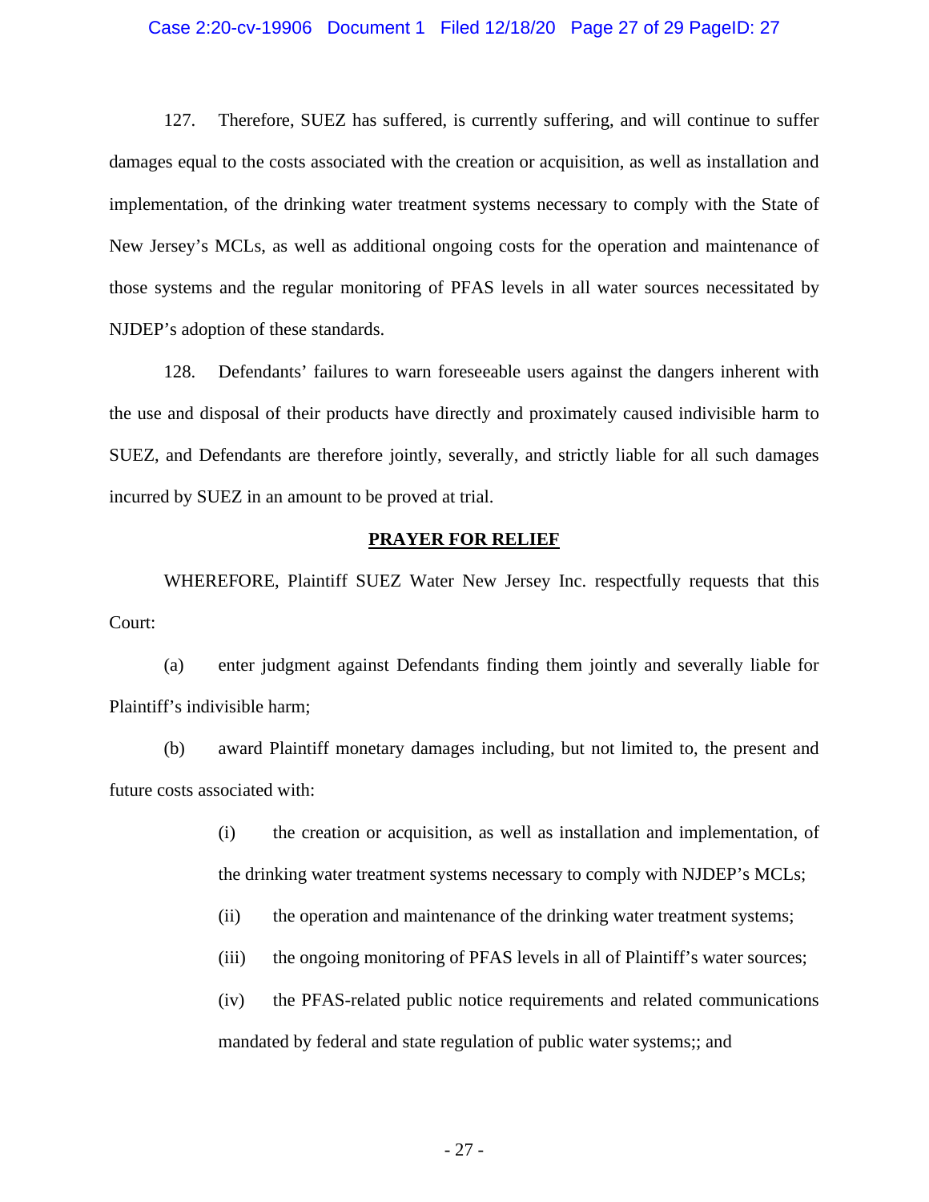127. Therefore, SUEZ has suffered, is currently suffering, and will continue to suffer damages equal to the costs associated with the creation or acquisition, as well as installation and implementation, of the drinking water treatment systems necessary to comply with the State of New Jersey's MCLs, as well as additional ongoing costs for the operation and maintenance of those systems and the regular monitoring of PFAS levels in all water sources necessitated by NJDEP's adoption of these standards.

128. Defendants' failures to warn foreseeable users against the dangers inherent with the use and disposal of their products have directly and proximately caused indivisible harm to SUEZ, and Defendants are therefore jointly, severally, and strictly liable for all such damages incurred by SUEZ in an amount to be proved at trial.

## **PRAYER FOR RELIEF**

WHEREFORE, Plaintiff SUEZ Water New Jersey Inc. respectfully requests that this Court:

(a) enter judgment against Defendants finding them jointly and severally liable for Plaintiff's indivisible harm;

(b) award Plaintiff monetary damages including, but not limited to, the present and future costs associated with:

> (i) the creation or acquisition, as well as installation and implementation, of the drinking water treatment systems necessary to comply with NJDEP's MCLs;
>
> (ii) the operation and maintenance of the drinking water treatment systems;
>
> (iii) the ongoing monitoring of PFAS levels in all of Plaintiff's water sources;
>
> (iv) the PFAS-related public notice requirements and related communications mandated by federal and state regulation of public water systems;; and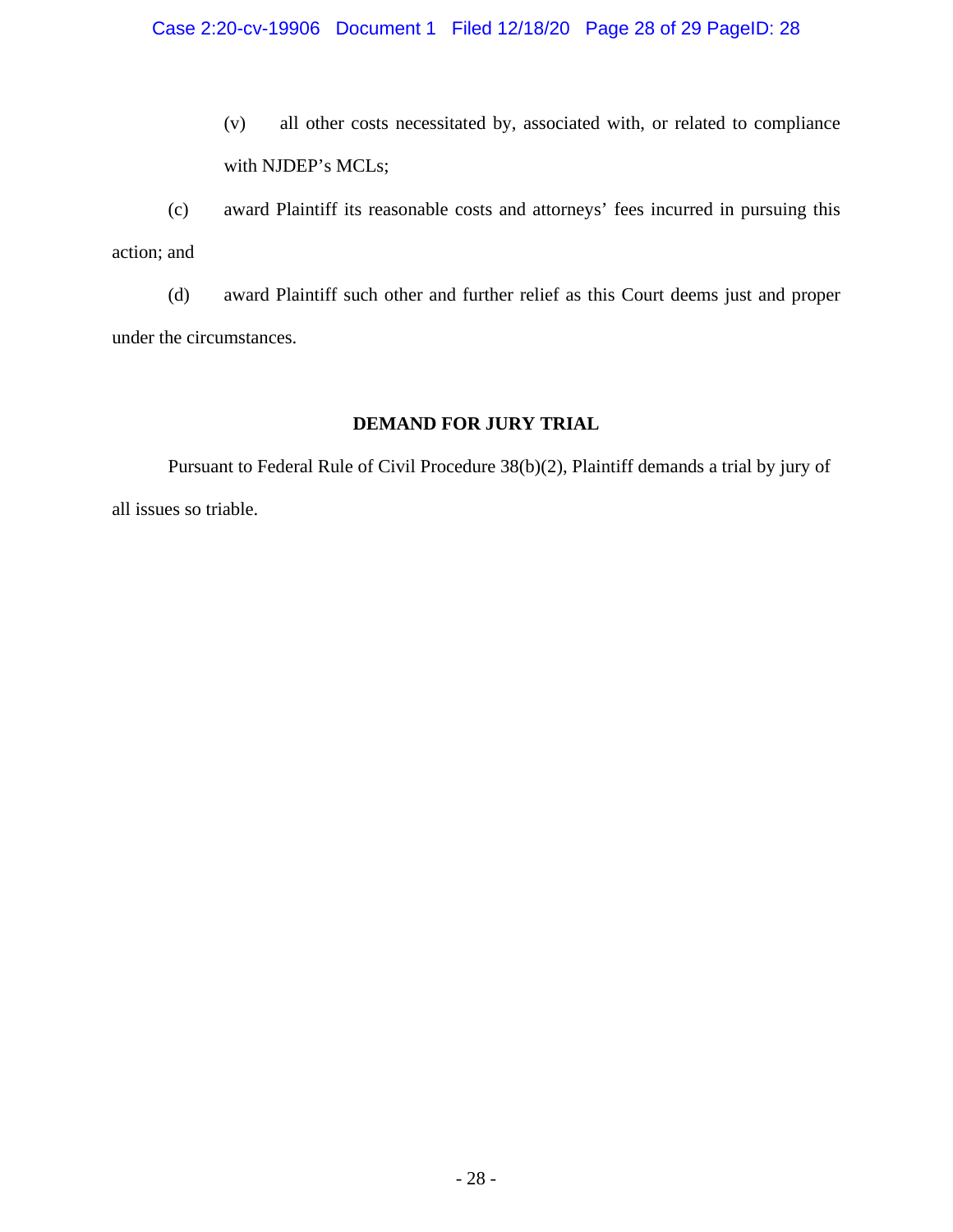(v) all other costs necessitated by, associated with, or related to compliance with NJDEP's MCLs;

(c) award Plaintiff its reasonable costs and attorneys' fees incurred in pursuing this action; and

(d) award Plaintiff such other and further relief as this Court deems just and proper under the circumstances.

**DEMAND FOR JURY TRIAL**

Pursuant to Federal Rule of Civil Procedure 38(b)(2), Plaintiff demands a trial by jury of all issues so triable.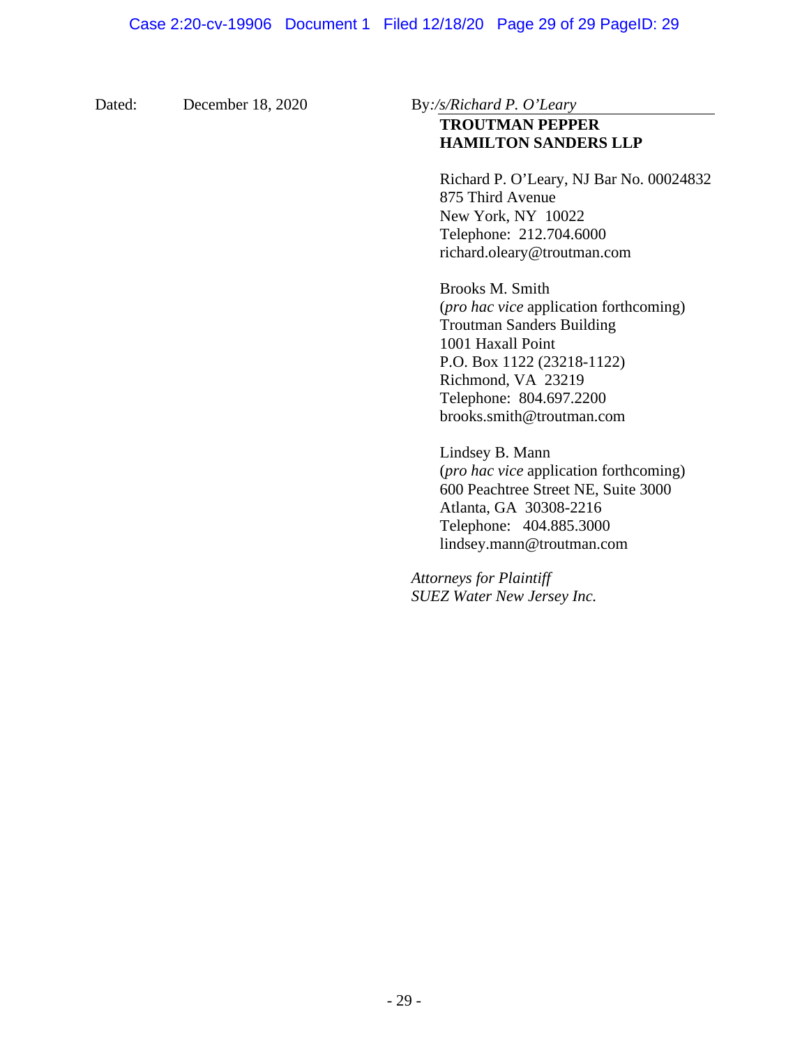Dated: December 18, 2020

By: */s/Richard P. O'Leary*

**TROUTMAN PEPPER HAMILTON SANDERS LLP**

Richard P. O'Leary, NJ Bar No. 00024832
875 Third Avenue
New York, NY 10022
Telephone: 212.704.6000
richard.oleary@troutman.com

Brooks M. Smith
(*pro hac vice* application forthcoming)
Troutman Sanders Building
1001 Haxall Point
P.O. Box 1122 (23218-1122)
Richmond, VA 23219
Telephone: 804.697.2200
brooks.smith@troutman.com

Lindsey B. Mann
(*pro hac vice* application forthcoming)
600 Peachtree Street NE, Suite 3000
Atlanta, GA 30308-2216
Telephone: 404.885.3000
lindsey.mann@troutman.com

*Attorneys for Plaintiff*
*SUEZ Water New Jersey Inc.*